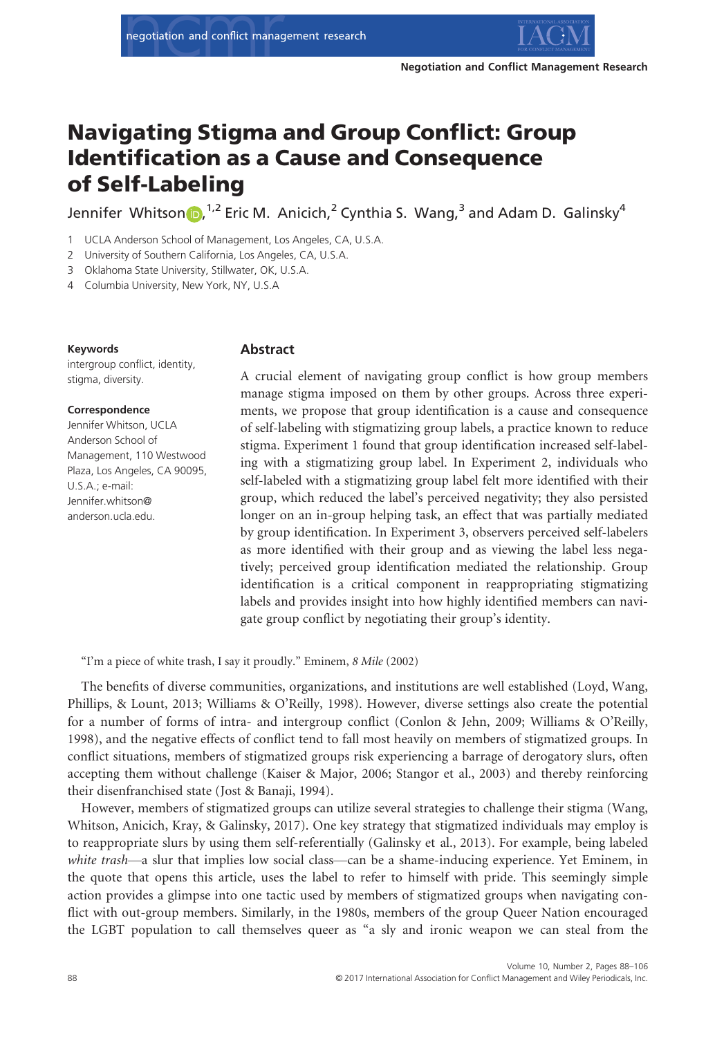# Navigating Stigma and Group Conflict: Group Identification as a Cause and Consequence of Self-Labeling

Jennifer Whitson,[1,2] Eric M. Anicich,[2] Cynthia S. Wang,[3] and Adam D. Galinsky[4]

1 UCLA Anderson School of Management, Los Angeles, CA, U.S.A.
2 University of Southern California, Los Angeles, CA, U.S.A.
3 Oklahoma State University, Stillwater, OK, U.S.A.
4 Columbia University, New York, NY, U.S.A

**Keywords**
intergroup conflict, identity, stigma, diversity.

**Correspondence**
Jennifer Whitson, UCLA Anderson School of Management, 110 Westwood Plaza, Los Angeles, CA 90095, U.S.A.; e-mail: Jennifer.whitson@anderson.ucla.edu.

## Abstract

A crucial element of navigating group conflict is how group members manage stigma imposed on them by other groups. Across three experiments, we propose that group identification is a cause and consequence of self-labeling with stigmatizing group labels, a practice known to reduce stigma. Experiment 1 found that group identification increased self-labeling with a stigmatizing group label. In Experiment 2, individuals who self-labeled with a stigmatizing group label felt more identified with their group, which reduced the label's perceived negativity; they also persisted longer on an in-group helping task, an effect that was partially mediated by group identification. In Experiment 3, observers perceived self-labelers as more identified with their group and as viewing the label less negatively; perceived group identification mediated the relationship. Group identification is a critical component in reappropriating stigmatizing labels and provides insight into how highly identified members can navigate group conflict by negotiating their group's identity.

"I'm a piece of white trash, I say it proudly." Eminem, *8 Mile* (2002)

The benefits of diverse communities, organizations, and institutions are well established (Loyd, Wang, Phillips, & Lount, 2013; Williams & O'Reilly, 1998). However, diverse settings also create the potential for a number of forms of intra- and intergroup conflict (Conlon & Jehn, 2009; Williams & O'Reilly, 1998), and the negative effects of conflict tend to fall most heavily on members of stigmatized groups. In conflict situations, members of stigmatized groups risk experiencing a barrage of derogatory slurs, often accepting them without challenge (Kaiser & Major, 2006; Stangor et al., 2003) and thereby reinforcing their disenfranchised state (Jost & Banaji, 1994).

However, members of stigmatized groups can utilize several strategies to challenge their stigma (Wang, Whitson, Anicich, Kray, & Galinsky, 2017). One key strategy that stigmatized individuals may employ is to reappropriate slurs by using them self-referentially (Galinsky et al., 2013). For example, being labeled *white trash*—a slur that implies low social class—can be a shame-inducing experience. Yet Eminem, in the quote that opens this article, uses the label to refer to himself with pride. This seemingly simple action provides a glimpse into one tactic used by members of stigmatized groups when navigating conflict with out-group members. Similarly, in the 1980s, members of the group Queer Nation encouraged the LGBT population to call themselves queer as "a sly and ironic weapon we can steal from the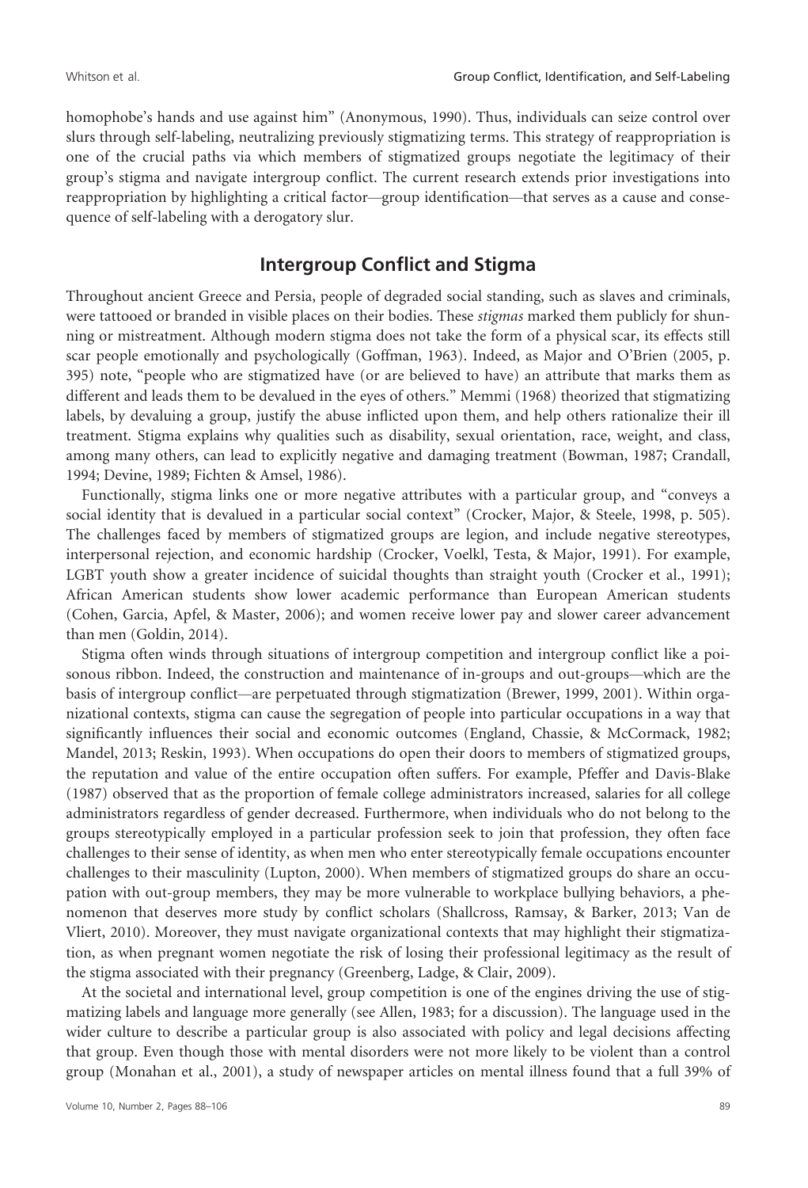homophobe's hands and use against him" (Anonymous, 1990). Thus, individuals can seize control over slurs through self-labeling, neutralizing previously stigmatizing terms. This strategy of reappropriation is one of the crucial paths via which members of stigmatized groups negotiate the legitimacy of their group's stigma and navigate intergroup conflict. The current research extends prior investigations into reappropriation by highlighting a critical factor—group identification—that serves as a cause and consequence of self-labeling with a derogatory slur.

## Intergroup Conflict and Stigma

Throughout ancient Greece and Persia, people of degraded social standing, such as slaves and criminals, were tattooed or branded in visible places on their bodies. These *stigmas* marked them publicly for shunning or mistreatment. Although modern stigma does not take the form of a physical scar, its effects still scar people emotionally and psychologically (Goffman, 1963). Indeed, as Major and O'Brien (2005, p. 395) note, "people who are stigmatized have (or are believed to have) an attribute that marks them as different and leads them to be devalued in the eyes of others." Memmi (1968) theorized that stigmatizing labels, by devaluing a group, justify the abuse inflicted upon them, and help others rationalize their ill treatment. Stigma explains why qualities such as disability, sexual orientation, race, weight, and class, among many others, can lead to explicitly negative and damaging treatment (Bowman, 1987; Crandall, 1994; Devine, 1989; Fichten & Amsel, 1986).

Functionally, stigma links one or more negative attributes with a particular group, and "conveys a social identity that is devalued in a particular social context" (Crocker, Major, & Steele, 1998, p. 505). The challenges faced by members of stigmatized groups are legion, and include negative stereotypes, interpersonal rejection, and economic hardship (Crocker, Voelkl, Testa, & Major, 1991). For example, LGBT youth show a greater incidence of suicidal thoughts than straight youth (Crocker et al., 1991); African American students show lower academic performance than European American students (Cohen, Garcia, Apfel, & Master, 2006); and women receive lower pay and slower career advancement than men (Goldin, 2014).

Stigma often winds through situations of intergroup competition and intergroup conflict like a poisonous ribbon. Indeed, the construction and maintenance of in-groups and out-groups—which are the basis of intergroup conflict—are perpetuated through stigmatization (Brewer, 1999, 2001). Within organizational contexts, stigma can cause the segregation of people into particular occupations in a way that significantly influences their social and economic outcomes (England, Chassie, & McCormack, 1982; Mandel, 2013; Reskin, 1993). When occupations do open their doors to members of stigmatized groups, the reputation and value of the entire occupation often suffers. For example, Pfeffer and Davis-Blake (1987) observed that as the proportion of female college administrators increased, salaries for all college administrators regardless of gender decreased. Furthermore, when individuals who do not belong to the groups stereotypically employed in a particular profession seek to join that profession, they often face challenges to their sense of identity, as when men who enter stereotypically female occupations encounter challenges to their masculinity (Lupton, 2000). When members of stigmatized groups do share an occupation with out-group members, they may be more vulnerable to workplace bullying behaviors, a phenomenon that deserves more study by conflict scholars (Shallcross, Ramsay, & Barker, 2013; Van de Vliert, 2010). Moreover, they must navigate organizational contexts that may highlight their stigmatization, as when pregnant women negotiate the risk of losing their professional legitimacy as the result of the stigma associated with their pregnancy (Greenberg, Ladge, & Clair, 2009).

At the societal and international level, group competition is one of the engines driving the use of stigmatizing labels and language more generally (see Allen, 1983; for a discussion). The language used in the wider culture to describe a particular group is also associated with policy and legal decisions affecting that group. Even though those with mental disorders were not more likely to be violent than a control group (Monahan et al., 2001), a study of newspaper articles on mental illness found that a full 39% of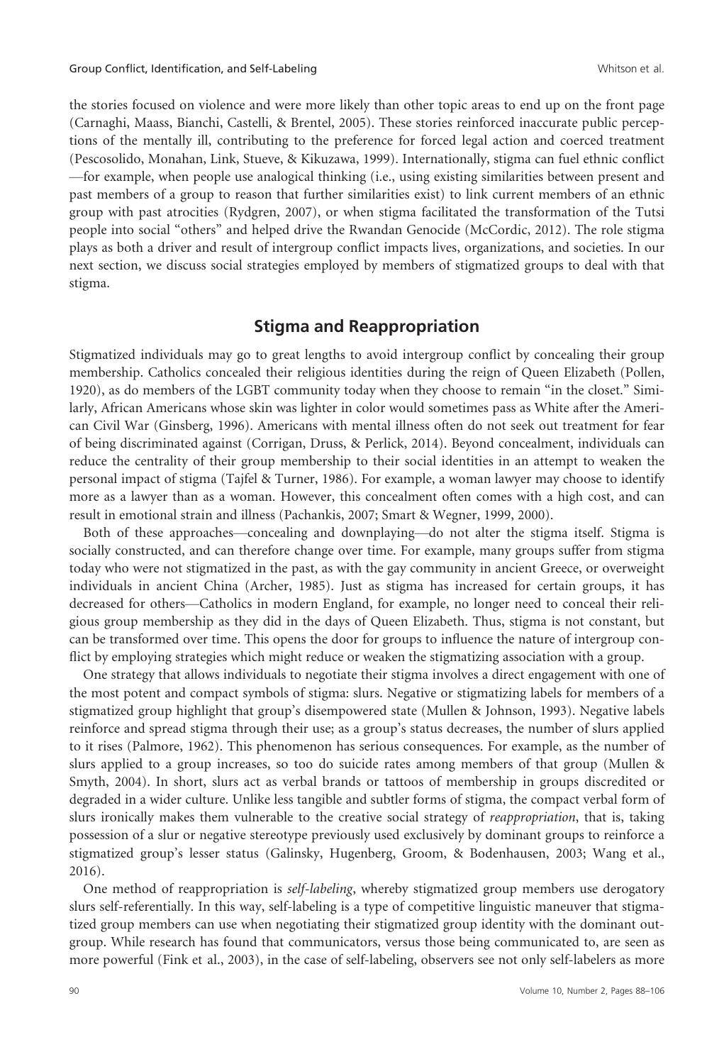the stories focused on violence and were more likely than other topic areas to end up on the front page (Carnaghi, Maass, Bianchi, Castelli, & Brentel, 2005). These stories reinforced inaccurate public perceptions of the mentally ill, contributing to the preference for forced legal action and coerced treatment (Pescosolido, Monahan, Link, Stueve, & Kikuzawa, 1999). Internationally, stigma can fuel ethnic conflict—for example, when people use analogical thinking (i.e., using existing similarities between present and past members of a group to reason that further similarities exist) to link current members of an ethnic group with past atrocities (Rydgren, 2007), or when stigma facilitated the transformation of the Tutsi people into social "others" and helped drive the Rwandan Genocide (McCordic, 2012). The role stigma plays as both a driver and result of intergroup conflict impacts lives, organizations, and societies. In our next section, we discuss social strategies employed by members of stigmatized groups to deal with that stigma.

## Stigma and Reappropriation

Stigmatized individuals may go to great lengths to avoid intergroup conflict by concealing their group membership. Catholics concealed their religious identities during the reign of Queen Elizabeth (Pollen, 1920), as do members of the LGBT community today when they choose to remain "in the closet." Similarly, African Americans whose skin was lighter in color would sometimes pass as White after the American Civil War (Ginsberg, 1996). Americans with mental illness often do not seek out treatment for fear of being discriminated against (Corrigan, Druss, & Perlick, 2014). Beyond concealment, individuals can reduce the centrality of their group membership to their social identities in an attempt to weaken the personal impact of stigma (Tajfel & Turner, 1986). For example, a woman lawyer may choose to identify more as a lawyer than as a woman. However, this concealment often comes with a high cost, and can result in emotional strain and illness (Pachankis, 2007; Smart & Wegner, 1999, 2000).

Both of these approaches—concealing and downplaying—do not alter the stigma itself. Stigma is socially constructed, and can therefore change over time. For example, many groups suffer from stigma today who were not stigmatized in the past, as with the gay community in ancient Greece, or overweight individuals in ancient China (Archer, 1985). Just as stigma has increased for certain groups, it has decreased for others—Catholics in modern England, for example, no longer need to conceal their religious group membership as they did in the days of Queen Elizabeth. Thus, stigma is not constant, but can be transformed over time. This opens the door for groups to influence the nature of intergroup conflict by employing strategies which might reduce or weaken the stigmatizing association with a group.

One strategy that allows individuals to negotiate their stigma involves a direct engagement with one of the most potent and compact symbols of stigma: slurs. Negative or stigmatizing labels for members of a stigmatized group highlight that group's disempowered state (Mullen & Johnson, 1993). Negative labels reinforce and spread stigma through their use; as a group's status decreases, the number of slurs applied to it rises (Palmore, 1962). This phenomenon has serious consequences. For example, as the number of slurs applied to a group increases, so too do suicide rates among members of that group (Mullen & Smyth, 2004). In short, slurs act as verbal brands or tattoos of membership in groups discredited or degraded in a wider culture. Unlike less tangible and subtler forms of stigma, the compact verbal form of slurs ironically makes them vulnerable to the creative social strategy of *reappropriation*, that is, taking possession of a slur or negative stereotype previously used exclusively by dominant groups to reinforce a stigmatized group's lesser status (Galinsky, Hugenberg, Groom, & Bodenhausen, 2003; Wang et al., 2016).

One method of reappropriation is *self-labeling*, whereby stigmatized group members use derogatory slurs self-referentially. In this way, self-labeling is a type of competitive linguistic maneuver that stigmatized group members can use when negotiating their stigmatized group identity with the dominant outgroup. While research has found that communicators, versus those being communicated to, are seen as more powerful (Fink et al., 2003), in the case of self-labeling, observers see not only self-labelers as more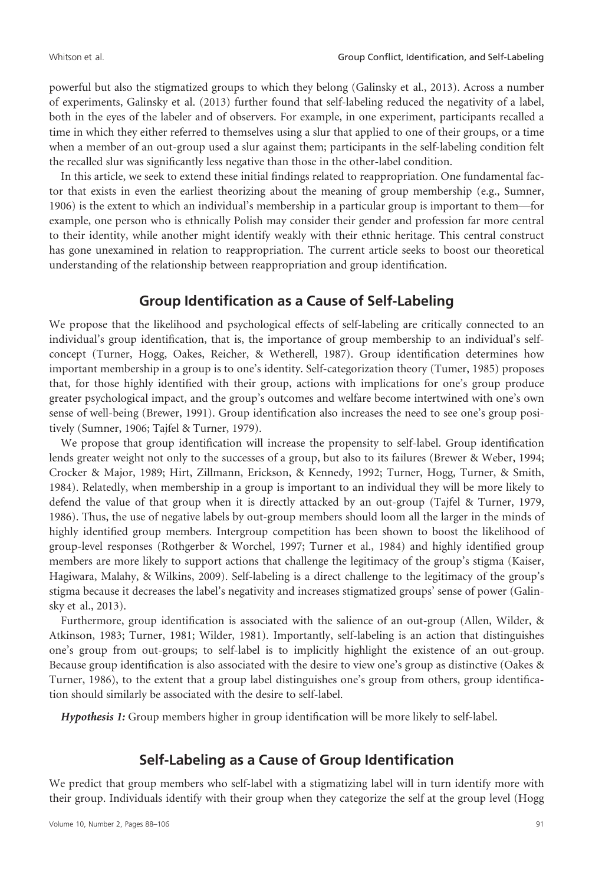powerful but also the stigmatized groups to which they belong (Galinsky et al., 2013). Across a number of experiments, Galinsky et al. (2013) further found that self-labeling reduced the negativity of a label, both in the eyes of the labeler and of observers. For example, in one experiment, participants recalled a time in which they either referred to themselves using a slur that applied to one of their groups, or a time when a member of an out-group used a slur against them; participants in the self-labeling condition felt the recalled slur was significantly less negative than those in the other-label condition.

In this article, we seek to extend these initial findings related to reappropriation. One fundamental factor that exists in even the earliest theorizing about the meaning of group membership (e.g., Sumner, 1906) is the extent to which an individual's membership in a particular group is important to them—for example, one person who is ethnically Polish may consider their gender and profession far more central to their identity, while another might identify weakly with their ethnic heritage. This central construct has gone unexamined in relation to reappropriation. The current article seeks to boost our theoretical understanding of the relationship between reappropriation and group identification.

## Group Identification as a Cause of Self-Labeling

We propose that the likelihood and psychological effects of self-labeling are critically connected to an individual's group identification, that is, the importance of group membership to an individual's self-concept (Turner, Hogg, Oakes, Reicher, & Wetherell, 1987). Group identification determines how important membership in a group is to one's identity. Self-categorization theory (Tumer, 1985) proposes that, for those highly identified with their group, actions with implications for one's group produce greater psychological impact, and the group's outcomes and welfare become intertwined with one's own sense of well-being (Brewer, 1991). Group identification also increases the need to see one's group positively (Sumner, 1906; Tajfel & Turner, 1979).

We propose that group identification will increase the propensity to self-label. Group identification lends greater weight not only to the successes of a group, but also to its failures (Brewer & Weber, 1994; Crocker & Major, 1989; Hirt, Zillmann, Erickson, & Kennedy, 1992; Turner, Hogg, Turner, & Smith, 1984). Relatedly, when membership in a group is important to an individual they will be more likely to defend the value of that group when it is directly attacked by an out-group (Tajfel & Turner, 1979, 1986). Thus, the use of negative labels by out-group members should loom all the larger in the minds of highly identified group members. Intergroup competition has been shown to boost the likelihood of group-level responses (Rothgerber & Worchel, 1997; Turner et al., 1984) and highly identified group members are more likely to support actions that challenge the legitimacy of the group's stigma (Kaiser, Hagiwara, Malahy, & Wilkins, 2009). Self-labeling is a direct challenge to the legitimacy of the group's stigma because it decreases the label's negativity and increases stigmatized groups' sense of power (Galinsky et al., 2013).

Furthermore, group identification is associated with the salience of an out-group (Allen, Wilder, & Atkinson, 1983; Turner, 1981; Wilder, 1981). Importantly, self-labeling is an action that distinguishes one's group from out-groups; to self-label is to implicitly highlight the existence of an out-group. Because group identification is also associated with the desire to view one's group as distinctive (Oakes & Turner, 1986), to the extent that a group label distinguishes one's group from others, group identification should similarly be associated with the desire to self-label.

***Hypothesis 1:*** Group members higher in group identification will be more likely to self-label.

## Self-Labeling as a Cause of Group Identification

We predict that group members who self-label with a stigmatizing label will in turn identify more with their group. Individuals identify with their group when they categorize the self at the group level (Hogg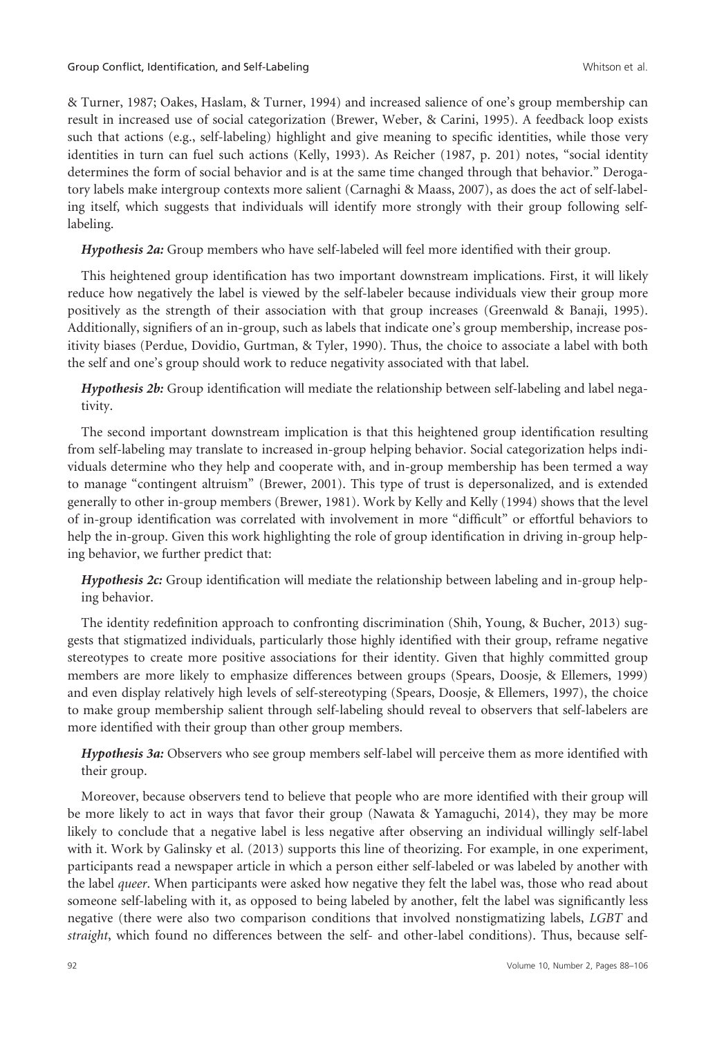& Turner, 1987; Oakes, Haslam, & Turner, 1994) and increased salience of one's group membership can result in increased use of social categorization (Brewer, Weber, & Carini, 1995). A feedback loop exists such that actions (e.g., self-labeling) highlight and give meaning to specific identities, while those very identities in turn can fuel such actions (Kelly, 1993). As Reicher (1987, p. 201) notes, "social identity determines the form of social behavior and is at the same time changed through that behavior." Derogatory labels make intergroup contexts more salient (Carnaghi & Maass, 2007), as does the act of self-labeling itself, which suggests that individuals will identify more strongly with their group following self-labeling.

***Hypothesis 2a:*** Group members who have self-labeled will feel more identified with their group.

This heightened group identification has two important downstream implications. First, it will likely reduce how negatively the label is viewed by the self-labeler because individuals view their group more positively as the strength of their association with that group increases (Greenwald & Banaji, 1995). Additionally, signifiers of an in-group, such as labels that indicate one's group membership, increase positivity biases (Perdue, Dovidio, Gurtman, & Tyler, 1990). Thus, the choice to associate a label with both the self and one's group should work to reduce negativity associated with that label.

***Hypothesis 2b:*** Group identification will mediate the relationship between self-labeling and label negativity.

The second important downstream implication is that this heightened group identification resulting from self-labeling may translate to increased in-group helping behavior. Social categorization helps individuals determine who they help and cooperate with, and in-group membership has been termed a way to manage "contingent altruism" (Brewer, 2001). This type of trust is depersonalized, and is extended generally to other in-group members (Brewer, 1981). Work by Kelly and Kelly (1994) shows that the level of in-group identification was correlated with involvement in more "difficult" or effortful behaviors to help the in-group. Given this work highlighting the role of group identification in driving in-group helping behavior, we further predict that:

***Hypothesis 2c:*** Group identification will mediate the relationship between labeling and in-group helping behavior.

The identity redefinition approach to confronting discrimination (Shih, Young, & Bucher, 2013) suggests that stigmatized individuals, particularly those highly identified with their group, reframe negative stereotypes to create more positive associations for their identity. Given that highly committed group members are more likely to emphasize differences between groups (Spears, Doosje, & Ellemers, 1999) and even display relatively high levels of self-stereotyping (Spears, Doosje, & Ellemers, 1997), the choice to make group membership salient through self-labeling should reveal to observers that self-labelers are more identified with their group than other group members.

***Hypothesis 3a:*** Observers who see group members self-label will perceive them as more identified with their group.

Moreover, because observers tend to believe that people who are more identified with their group will be more likely to act in ways that favor their group (Nawata & Yamaguchi, 2014), they may be more likely to conclude that a negative label is less negative after observing an individual willingly self-label with it. Work by Galinsky et al. (2013) supports this line of theorizing. For example, in one experiment, participants read a newspaper article in which a person either self-labeled or was labeled by another with the label *queer*. When participants were asked how negative they felt the label was, those who read about someone self-labeling with it, as opposed to being labeled by another, felt the label was significantly less negative (there were also two comparison conditions that involved nonstigmatizing labels, *LGBT* and *straight*, which found no differences between the self- and other-label conditions). Thus, because self-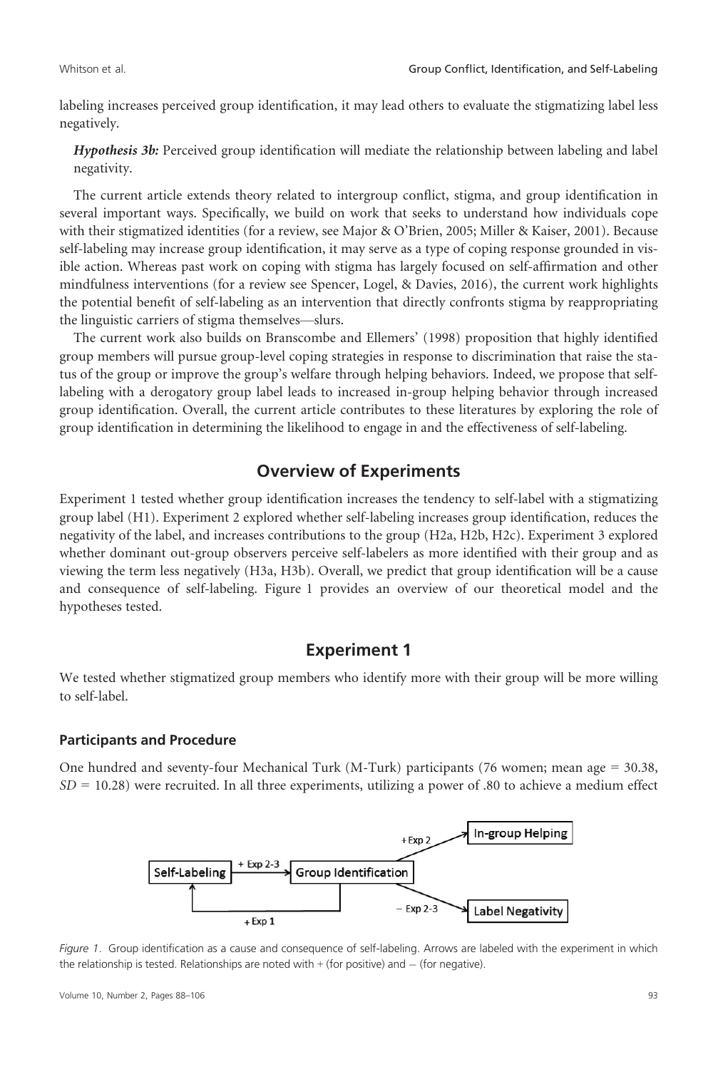labeling increases perceived group identification, it may lead others to evaluate the stigmatizing label less negatively.

> ***Hypothesis 3b:*** Perceived group identification will mediate the relationship between labeling and label negativity.

The current article extends theory related to intergroup conflict, stigma, and group identification in several important ways. Specifically, we build on work that seeks to understand how individuals cope with their stigmatized identities (for a review, see Major & O'Brien, 2005; Miller & Kaiser, 2001). Because self-labeling may increase group identification, it may serve as a type of coping response grounded in visible action. Whereas past work on coping with stigma has largely focused on self-affirmation and other mindfulness interventions (for a review see Spencer, Logel, & Davies, 2016), the current work highlights the potential benefit of self-labeling as an intervention that directly confronts stigma by reappropriating the linguistic carriers of stigma themselves—slurs.

The current work also builds on Branscombe and Ellemers' (1998) proposition that highly identified group members will pursue group-level coping strategies in response to discrimination that raise the status of the group or improve the group's welfare through helping behaviors. Indeed, we propose that self-labeling with a derogatory group label leads to increased in-group helping behavior through increased group identification. Overall, the current article contributes to these literatures by exploring the role of group identification in determining the likelihood to engage in and the effectiveness of self-labeling.

## Overview of Experiments

Experiment 1 tested whether group identification increases the tendency to self-label with a stigmatizing group label (H1). Experiment 2 explored whether self-labeling increases group identification, reduces the negativity of the label, and increases contributions to the group (H2a, H2b, H2c). Experiment 3 explored whether dominant out-group observers perceive self-labelers as more identified with their group and as viewing the term less negatively (H3a, H3b). Overall, we predict that group identification will be a cause and consequence of self-labeling. Figure 1 provides an overview of our theoretical model and the hypotheses tested.

## Experiment 1

We tested whether stigmatized group members who identify more with their group will be more willing to self-label.

### Participants and Procedure

One hundred and seventy-four Mechanical Turk (M-Turk) participants (76 women; mean age = 30.38, $SD = 10.28$) were recruited. In all three experiments, utilizing a power of .80 to achieve a medium effect

*Figure 1*. Group identification as a cause and consequence of self-labeling. Arrows are labeled with the experiment in which the relationship is tested. Relationships are noted with + (for positive) and − (for negative).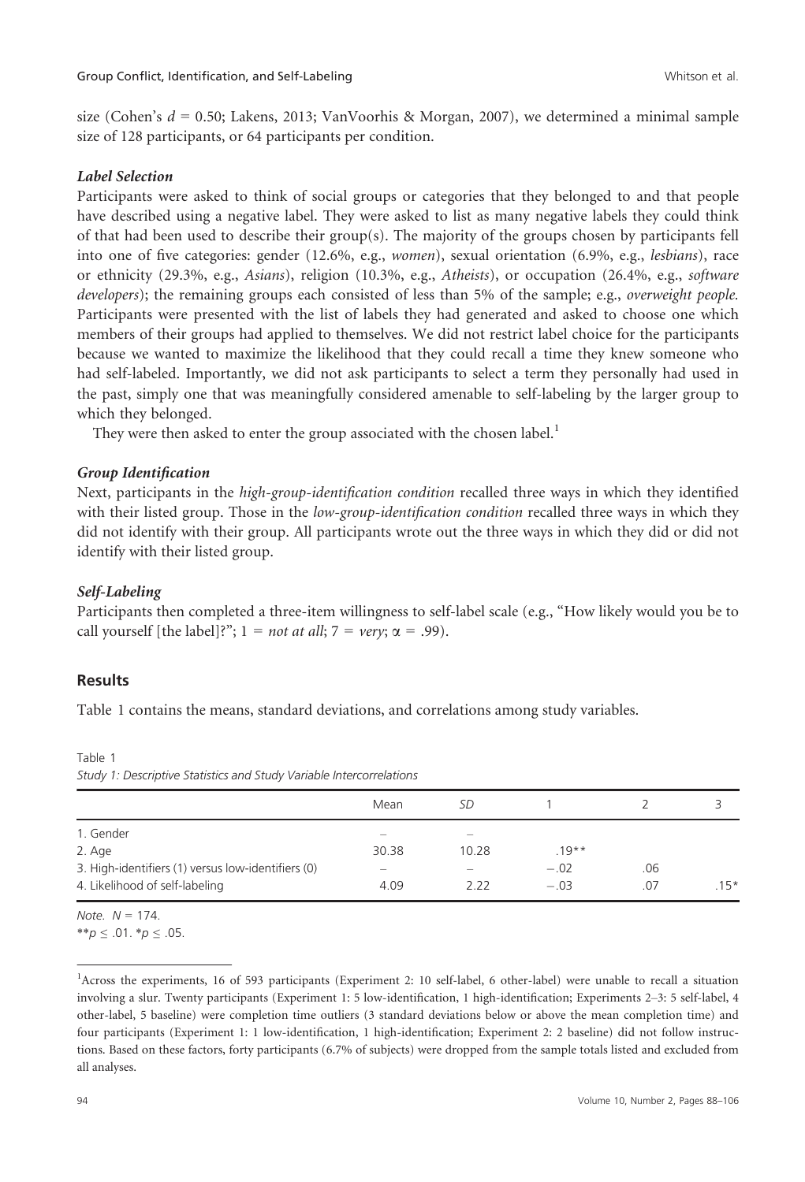size (Cohen's $d$ = 0.50; Lakens, 2013; VanVoorhis & Morgan, 2007), we determined a minimal sample size of 128 participants, or 64 participants per condition.

### *Label Selection*

Participants were asked to think of social groups or categories that they belonged to and that people have described using a negative label. They were asked to list as many negative labels they could think of that had been used to describe their group(s). The majority of the groups chosen by participants fell into one of five categories: gender (12.6%, e.g., *women*), sexual orientation (6.9%, e.g., *lesbians*), race or ethnicity (29.3%, e.g., *Asians*), religion (10.3%, e.g., *Atheists*), or occupation (26.4%, e.g., *software developers*); the remaining groups each consisted of less than 5% of the sample; e.g., *overweight people*. Participants were presented with the list of labels they had generated and asked to choose one which members of their groups had applied to themselves. We did not restrict label choice for the participants because we wanted to maximize the likelihood that they could recall a time they knew someone who had self-labeled. Importantly, we did not ask participants to select a term they personally had used in the past, simply one that was meaningfully considered amenable to self-labeling by the larger group to which they belonged.

They were then asked to enter the group associated with the chosen label.[1]

### *Group Identification*

Next, participants in the *high-group-identification condition* recalled three ways in which they identified with their listed group. Those in the *low-group-identification condition* recalled three ways in which they did not identify with their group. All participants wrote out the three ways in which they did or did not identify with their listed group.

### *Self-Labeling*

Participants then completed a three-item willingness to self-label scale (e.g., "How likely would you be to call yourself [the label]?"; 1 = *not at all*; 7 = *very*; $\alpha$ = .99).

## Results

Table 1 contains the means, standard deviations, and correlations among study variables.

Table 1
*Study 1: Descriptive Statistics and Study Variable Intercorrelations*

| | Mean | *SD* | 1 | 2 | 3 |
|---|---|---|---|---|---|
| 1. Gender | – | – | | | |
| 2. Age | 30.38 | 10.28 | .19** | | |
| 3. High-identifiers (1) versus low-identifiers (0) | – | – | −.02 | .06 | |
| 4. Likelihood of self-labeling | 4.09 | 2.22 | −.03 | .07 | .15* |

*Note*. $N$ = 174.
**$p \leq .01$. *$p \leq .05$.

[1]Across the experiments, 16 of 593 participants (Experiment 2: 10 self-label, 6 other-label) were unable to recall a situation involving a slur. Twenty participants (Experiment 1: 5 low-identification, 1 high-identification; Experiments 2–3: 5 self-label, 4 other-label, 5 baseline) were completion time outliers (3 standard deviations below or above the mean completion time) and four participants (Experiment 1: 1 low-identification, 1 high-identification; Experiment 2: 2 baseline) did not follow instructions. Based on these factors, forty participants (6.7% of subjects) were dropped from the sample totals listed and excluded from all analyses.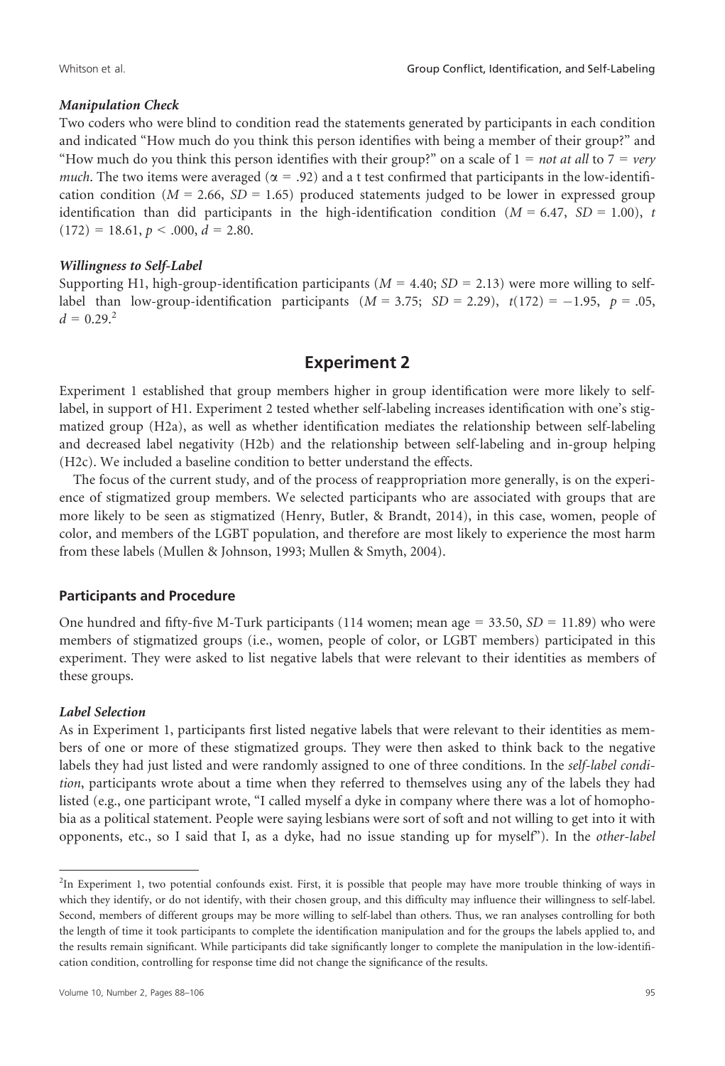### *Manipulation Check*

Two coders who were blind to condition read the statements generated by participants in each condition and indicated "How much do you think this person identifies with being a member of their group?" and "How much do you think this person identifies with their group?" on a scale of 1 = *not at all* to 7 = *very much*. The two items were averaged ($\alpha = .92$) and a t test confirmed that participants in the low-identification condition ($M = 2.66$, $SD = 1.65$) produced statements judged to be lower in expressed group identification than did participants in the high-identification condition ($M = 6.47$, $SD = 1.00$), $t(172) = 18.61$, $p < .000$, $d = 2.80$.

### *Willingness to Self-Label*

Supporting H1, high-group-identification participants ($M = 4.40$; $SD = 2.13$) were more willing to self-label than low-group-identification participants ($M = 3.75$; $SD = 2.29$), $t(172) = -1.95$, $p = .05$, $d = 0.29$.[2]

## Experiment 2

Experiment 1 established that group members higher in group identification were more likely to self-label, in support of H1. Experiment 2 tested whether self-labeling increases identification with one's stigmatized group (H2a), as well as whether identification mediates the relationship between self-labeling and decreased label negativity (H2b) and the relationship between self-labeling and in-group helping (H2c). We included a baseline condition to better understand the effects.

The focus of the current study, and of the process of reappropriation more generally, is on the experience of stigmatized group members. We selected participants who are associated with groups that are more likely to be seen as stigmatized (Henry, Butler, & Brandt, 2014), in this case, women, people of color, and members of the LGBT population, and therefore are most likely to experience the most harm from these labels (Mullen & Johnson, 1993; Mullen & Smyth, 2004).

### Participants and Procedure

One hundred and fifty-five M-Turk participants (114 women; mean age = 33.50, $SD = 11.89$) who were members of stigmatized groups (i.e., women, people of color, or LGBT members) participated in this experiment. They were asked to list negative labels that were relevant to their identities as members of these groups.

### *Label Selection*

As in Experiment 1, participants first listed negative labels that were relevant to their identities as members of one or more of these stigmatized groups. They were then asked to think back to the negative labels they had just listed and were randomly assigned to one of three conditions. In the *self-label condition*, participants wrote about a time when they referred to themselves using any of the labels they had listed (e.g., one participant wrote, "I called myself a dyke in company where there was a lot of homophobia as a political statement. People were saying lesbians were sort of soft and not willing to get into it with opponents, etc., so I said that I, as a dyke, had no issue standing up for myself"). In the *other-label*

---

[2] In Experiment 1, two potential confounds exist. First, it is possible that people may have more trouble thinking of ways in which they identify, or do not identify, with their chosen group, and this difficulty may influence their willingness to self-label. Second, members of different groups may be more willing to self-label than others. Thus, we ran analyses controlling for both the length of time it took participants to complete the identification manipulation and for the groups the labels applied to, and the results remain significant. While participants did take significantly longer to complete the manipulation in the low-identification condition, controlling for response time did not change the significance of the results.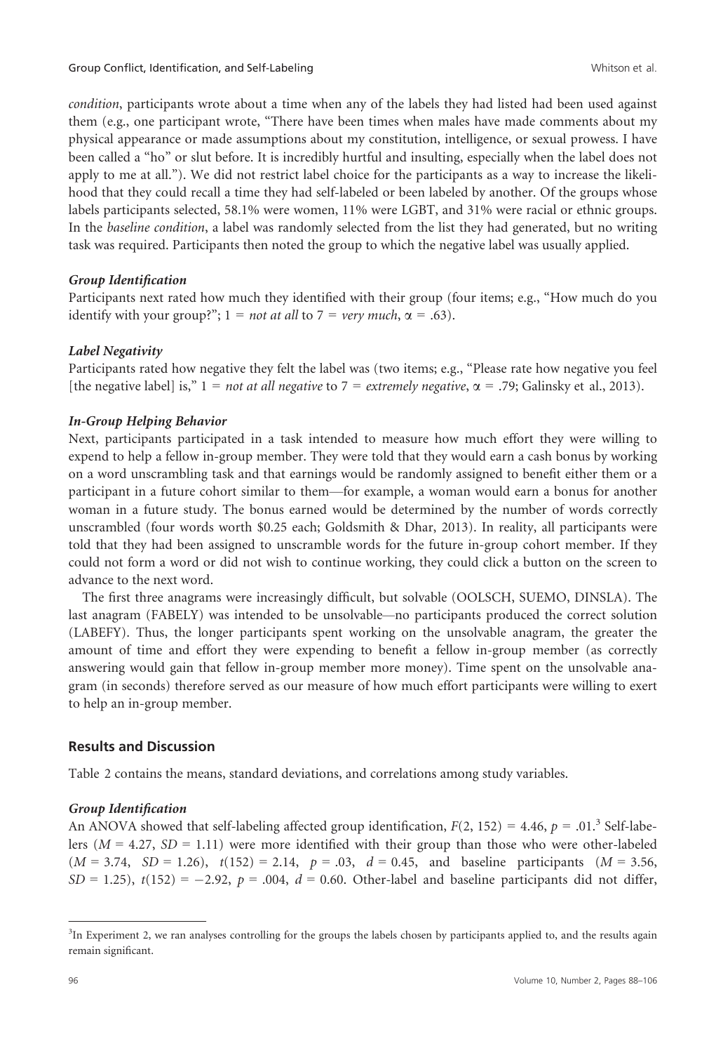*condition*, participants wrote about a time when any of the labels they had listed had been used against them (e.g., one participant wrote, "There have been times when males have made comments about my physical appearance or made assumptions about my constitution, intelligence, or sexual prowess. I have been called a "ho" or slut before. It is incredibly hurtful and insulting, especially when the label does not apply to me at all."). We did not restrict label choice for the participants as a way to increase the likelihood that they could recall a time they had self-labeled or been labeled by another. Of the groups whose labels participants selected, 58.1% were women, 11% were LGBT, and 31% were racial or ethnic groups. In the *baseline condition*, a label was randomly selected from the list they had generated, but no writing task was required. Participants then noted the group to which the negative label was usually applied.

#### *Group Identification*

Participants next rated how much they identified with their group (four items; e.g., "How much do you identify with your group?"; 1 = *not at all* to 7 = *very much*, $\alpha = .63$).

#### *Label Negativity*

Participants rated how negative they felt the label was (two items; e.g., "Please rate how negative you feel [the negative label] is," 1 = *not at all negative* to 7 = *extremely negative*, $\alpha = .79$; Galinsky et al., 2013).

#### *In-Group Helping Behavior*

Next, participants participated in a task intended to measure how much effort they were willing to expend to help a fellow in-group member. They were told that they would earn a cash bonus by working on a word unscrambling task and that earnings would be randomly assigned to benefit either them or a participant in a future cohort similar to them—for example, a woman would earn a bonus for another woman in a future study. The bonus earned would be determined by the number of words correctly unscrambled (four words worth $0.25 each; Goldsmith & Dhar, 2013). In reality, all participants were told that they had been assigned to unscramble words for the future in-group cohort member. If they could not form a word or did not wish to continue working, they could click a button on the screen to advance to the next word.

The first three anagrams were increasingly difficult, but solvable (OOLSCH, SUEMO, DINSLA). The last anagram (FABELY) was intended to be unsolvable—no participants produced the correct solution (LABEFY). Thus, the longer participants spent working on the unsolvable anagram, the greater the amount of time and effort they were expending to benefit a fellow in-group member (as correctly answering would gain that fellow in-group member more money). Time spent on the unsolvable anagram (in seconds) therefore served as our measure of how much effort participants were willing to exert to help an in-group member.

### Results and Discussion

Table 2 contains the means, standard deviations, and correlations among study variables.

#### *Group Identification*

An ANOVA showed that self-labeling affected group identification, $F(2, 152) = 4.46$, $p = .01$.[3] Self-labelers ($M = 4.27$, $SD = 1.11$) were more identified with their group than those who were other-labeled ($M = 3.74$, $SD = 1.26$), $t(152) = 2.14$, $p = .03$, $d = 0.45$, and baseline participants ($M = 3.56$, $SD = 1.25$), $t(152) = -2.92$, $p = .004$, $d = 0.60$. Other-label and baseline participants did not differ,

[3] In Experiment 2, we ran analyses controlling for the groups the labels chosen by participants applied to, and the results again remain significant.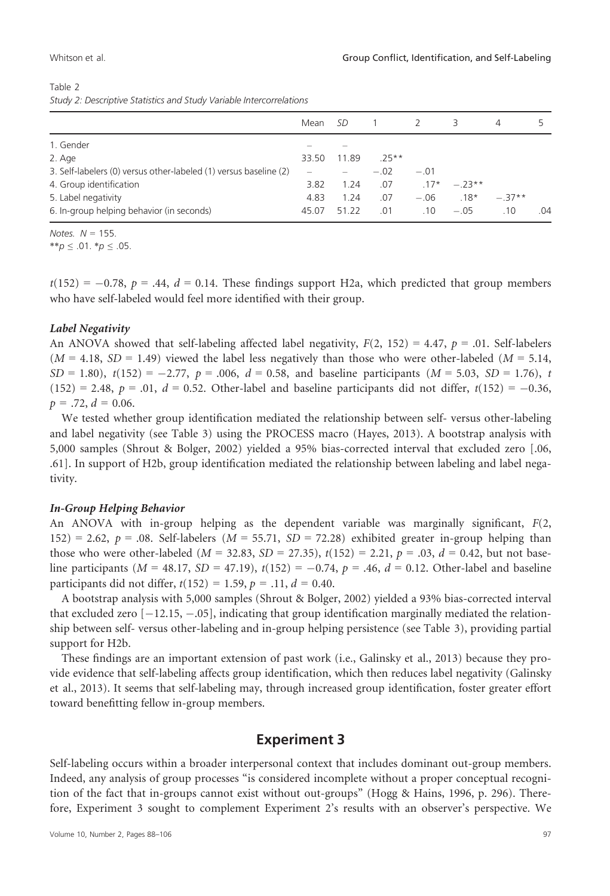Table 2
*Study 2: Descriptive Statistics and Study Variable Intercorrelations*

| | Mean | *SD* | 1 | 2 | 3 | 4 | 5 |
|---|---|---|---|---|---|---|---|
| 1. Gender | – | – | | | | | |
| 2. Age | 33.50 | 11.89 | .25** | | | | |
| 3. Self-labelers (0) versus other-labeled (1) versus baseline (2) | – | – | −.02 | −.01 | | | |
| 4. Group identification | 3.82 | 1.24 | .07 | .17* | −.23** | | |
| 5. Label negativity | 4.83 | 1.24 | .07 | −.06 | .18* | −.37** | |
| 6. In-group helping behavior (in seconds) | 45.07 | 51.22 | .01 | .10 | −.05 | .10 | .04 |

*Notes.* $N = 155$.
**$p \leq .01$. *$p \leq .05$.

$t(152) = -0.78$, $p = .44$, $d = 0.14$. These findings support H2a, which predicted that group members who have self-labeled would feel more identified with their group.

#### *Label Negativity*

An ANOVA showed that self-labeling affected label negativity, $F(2, 152) = 4.47$, $p = .01$. Self-labelers ($M = 4.18$, $SD = 1.49$) viewed the label less negatively than those who were other-labeled ($M = 5.14$, $SD = 1.80$), $t(152) = -2.77$, $p = .006$, $d = 0.58$, and baseline participants ($M = 5.03$, $SD = 1.76$), $t(152) = 2.48$, $p = .01$, $d = 0.52$. Other-label and baseline participants did not differ, $t(152) = -0.36$, $p = .72$, $d = 0.06$.

We tested whether group identification mediated the relationship between self- versus other-labeling and label negativity (see Table 3) using the PROCESS macro (Hayes, 2013). A bootstrap analysis with 5,000 samples (Shrout & Bolger, 2002) yielded a 95% bias-corrected interval that excluded zero [.06, .61]. In support of H2b, group identification mediated the relationship between labeling and label negativity.

#### *In-Group Helping Behavior*

An ANOVA with in-group helping as the dependent variable was marginally significant, $F(2, 152) = 2.62$, $p = .08$. Self-labelers ($M = 55.71$, $SD = 72.28$) exhibited greater in-group helping than those who were other-labeled ($M = 32.83$, $SD = 27.35$), $t(152) = 2.21$, $p = .03$, $d = 0.42$, but not baseline participants ($M = 48.17$, $SD = 47.19$), $t(152) = -0.74$, $p = .46$, $d = 0.12$. Other-label and baseline participants did not differ, $t(152) = 1.59$, $p = .11$, $d = 0.40$.

A bootstrap analysis with 5,000 samples (Shrout & Bolger, 2002) yielded a 93% bias-corrected interval that excluded zero [−12.15, −.05], indicating that group identification marginally mediated the relationship between self- versus other-labeling and in-group helping persistence (see Table 3), providing partial support for H2b.

These findings are an important extension of past work (i.e., Galinsky et al., 2013) because they provide evidence that self-labeling affects group identification, which then reduces label negativity (Galinsky et al., 2013). It seems that self-labeling may, through increased group identification, foster greater effort toward benefitting fellow in-group members.

## Experiment 3

Self-labeling occurs within a broader interpersonal context that includes dominant out-group members. Indeed, any analysis of group processes "is considered incomplete without a proper conceptual recognition of the fact that in-groups cannot exist without out-groups" (Hogg & Hains, 1996, p. 296). Therefore, Experiment 3 sought to complement Experiment 2's results with an observer's perspective. We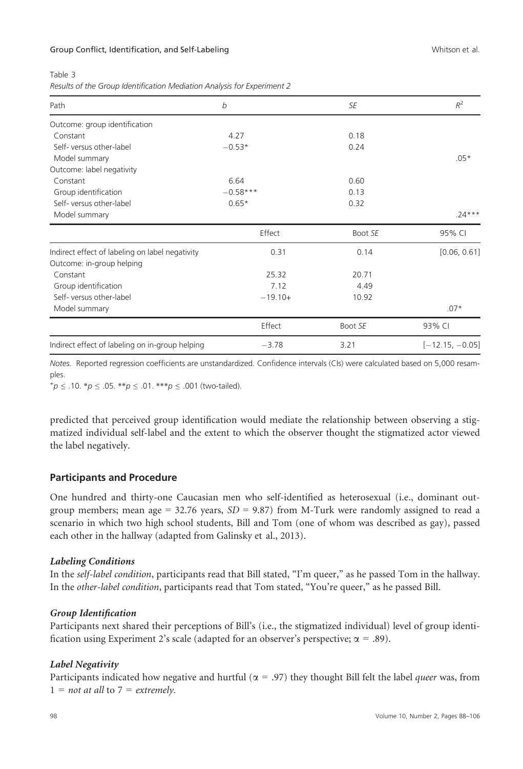Table 3

*Results of the Group Identification Mediation Analysis for Experiment 2*

| Path | *b* | *SE* | $R^2$ |
|---|---|---|---|
| Outcome: group identification | | | |
| Constant | 4.27 | 0.18 | |
| Self- versus other-label | −0.53* | 0.24 | |
| Model summary | | | .05* |
| Outcome: label negativity | | | |
| Constant | 6.64 | 0.60 | |
| Group identification | −0.58*** | 0.13 | |
| Self- versus other-label | 0.65* | 0.32 | |
| Model summary | | | .24*** |
| | Effect | Boot *SE* | 95% CI |
| Indirect effect of labeling on label negativity | 0.31 | 0.14 | [0.06, 0.61] |
| Outcome: in-group helping | | | |
| Constant | 25.32 | 20.71 | |
| Group identification | 7.12 | 4.49 | |
| Self- versus other-label | −19.10+ | 10.92 | |
| Model summary | | | .07* |
| | Effect | Boot *SE* | 93% CI |
| Indirect effect of labeling on in-group helping | −3.78 | 3.21 | [−12.15, −0.05] |

*Notes.* Reported regression coefficients are unstandardized. Confidence intervals (CIs) were calculated based on 5,000 resamples.

$^{+}p \leq .10$. $^{*}p \leq .05$. $^{**}p \leq .01$. $^{***}p \leq .001$ (two-tailed).

predicted that perceived group identification would mediate the relationship between observing a stigmatized individual self-label and the extent to which the observer thought the stigmatized actor viewed the label negatively.

## Participants and Procedure

One hundred and thirty-one Caucasian men who self-identified as heterosexual (i.e., dominant outgroup members; mean age = 32.76 years, $SD = 9.87$) from M-Turk were randomly assigned to read a scenario in which two high school students, Bill and Tom (one of whom was described as gay), passed each other in the hallway (adapted from Galinsky et al., 2013).

### *Labeling Conditions*

In the *self-label condition*, participants read that Bill stated, "I'm queer," as he passed Tom in the hallway. In the *other-label condition*, participants read that Tom stated, "You're queer," as he passed Bill.

### *Group Identification*

Participants next shared their perceptions of Bill's (i.e., the stigmatized individual) level of group identification using Experiment 2's scale (adapted for an observer's perspective; $\alpha = .89$).

### *Label Negativity*

Participants indicated how negative and hurtful ($\alpha = .97$) they thought Bill felt the label *queer* was, from 1 = *not at all* to 7 = *extremely*.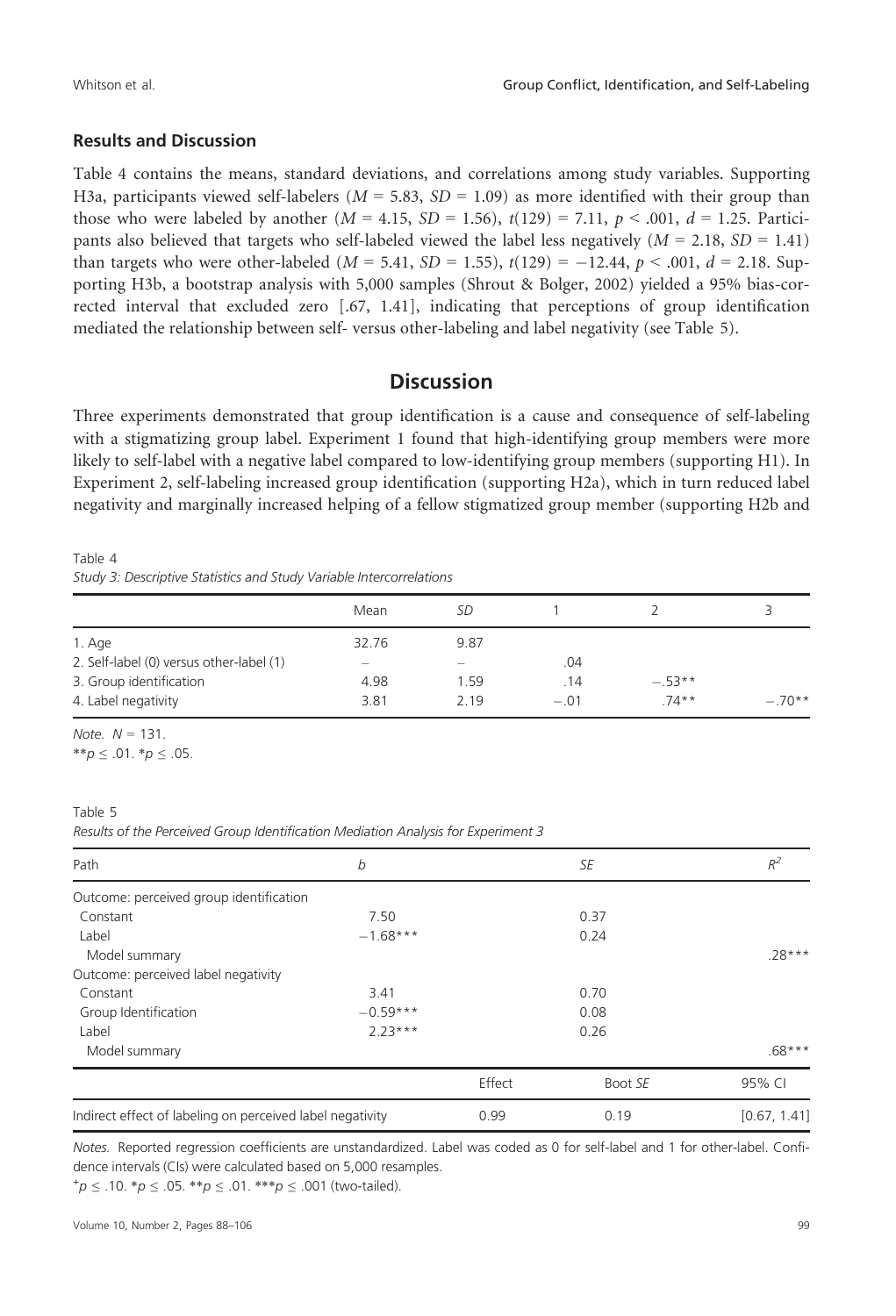### Results and Discussion

Table 4 contains the means, standard deviations, and correlations among study variables. Supporting H3a, participants viewed self-labelers ($M = 5.83$, $SD = 1.09$) as more identified with their group than those who were labeled by another ($M = 4.15$, $SD = 1.56$), $t(129) = 7.11$, $p < .001$, $d = 1.25$. Participants also believed that targets who self-labeled viewed the label less negatively ($M = 2.18$, $SD = 1.41$) than targets who were other-labeled ($M = 5.41$, $SD = 1.55$), $t(129) = -12.44$, $p < .001$, $d = 2.18$. Supporting H3b, a bootstrap analysis with 5,000 samples (Shrout & Bolger, 2002) yielded a 95% bias-corrected interval that excluded zero [.67, 1.41], indicating that perceptions of group identification mediated the relationship between self- versus other-labeling and label negativity (see Table 5).

## Discussion

Three experiments demonstrated that group identification is a cause and consequence of self-labeling with a stigmatizing group label. Experiment 1 found that high-identifying group members were more likely to self-label with a negative label compared to low-identifying group members (supporting H1). In Experiment 2, self-labeling increased group identification (supporting H2a), which in turn reduced label negativity and marginally increased helping of a fellow stigmatized group member (supporting H2b and

Table 4
*Study 3: Descriptive Statistics and Study Variable Intercorrelations*

| | Mean | *SD* | 1 | 2 | 3 |
|---|---|---|---|---|---|
| 1. Age | 32.76 | 9.87 | | | |
| 2. Self-label (0) versus other-label (1) | – | – | .04 | | |
| 3. Group identification | 4.98 | 1.59 | .14 | −.53** | |
| 4. Label negativity | 3.81 | 2.19 | −.01 | .74** | −.70** |

*Note.* $N = 131$.
**$p \leq .01$. *$p \leq .05$.

Table 5
*Results of the Perceived Group Identification Mediation Analysis for Experiment 3*

| Path | *b* | | *SE* | $R^2$ |
|---|---|---|---|---|
| Outcome: perceived group identification | | | | |
| Constant | 7.50 | | 0.37 | |
| Label | −1.68*** | | 0.24 | |
| Model summary | | | | .28*** |
| Outcome: perceived label negativity | | | | |
| Constant | 3.41 | | 0.70 | |
| Group Identification | −0.59*** | | 0.08 | |
| Label | 2.23*** | | 0.26 | |
| Model summary | | | | .68*** |
| | | Effect | Boot *SE* | 95% CI |
| Indirect effect of labeling on perceived label negativity | | 0.99 | 0.19 | [0.67, 1.41] |

*Notes.* Reported regression coefficients are unstandardized. Label was coded as 0 for self-label and 1 for other-label. Confidence intervals (CIs) were calculated based on 5,000 resamples.
$^{+}p \leq .10$. *$p \leq .05$. **$p \leq .01$. ***$p \leq .001$ (two-tailed).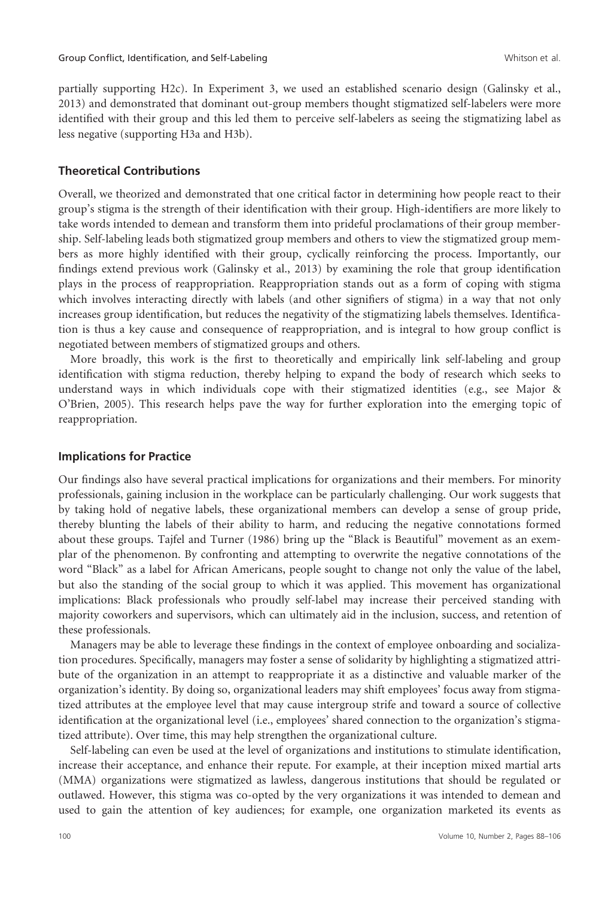partially supporting H2c). In Experiment 3, we used an established scenario design (Galinsky et al., 2013) and demonstrated that dominant out-group members thought stigmatized self-labelers were more identified with their group and this led them to perceive self-labelers as seeing the stigmatizing label as less negative (supporting H3a and H3b).

## Theoretical Contributions

Overall, we theorized and demonstrated that one critical factor in determining how people react to their group's stigma is the strength of their identification with their group. High-identifiers are more likely to take words intended to demean and transform them into prideful proclamations of their group membership. Self-labeling leads both stigmatized group members and others to view the stigmatized group members as more highly identified with their group, cyclically reinforcing the process. Importantly, our findings extend previous work (Galinsky et al., 2013) by examining the role that group identification plays in the process of reappropriation. Reappropriation stands out as a form of coping with stigma which involves interacting directly with labels (and other signifiers of stigma) in a way that not only increases group identification, but reduces the negativity of the stigmatizing labels themselves. Identification is thus a key cause and consequence of reappropriation, and is integral to how group conflict is negotiated between members of stigmatized groups and others.

More broadly, this work is the first to theoretically and empirically link self-labeling and group identification with stigma reduction, thereby helping to expand the body of research which seeks to understand ways in which individuals cope with their stigmatized identities (e.g., see Major & O'Brien, 2005). This research helps pave the way for further exploration into the emerging topic of reappropriation.

## Implications for Practice

Our findings also have several practical implications for organizations and their members. For minority professionals, gaining inclusion in the workplace can be particularly challenging. Our work suggests that by taking hold of negative labels, these organizational members can develop a sense of group pride, thereby blunting the labels of their ability to harm, and reducing the negative connotations formed about these groups. Tajfel and Turner (1986) bring up the "Black is Beautiful" movement as an exemplar of the phenomenon. By confronting and attempting to overwrite the negative connotations of the word "Black" as a label for African Americans, people sought to change not only the value of the label, but also the standing of the social group to which it was applied. This movement has organizational implications: Black professionals who proudly self-label may increase their perceived standing with majority coworkers and supervisors, which can ultimately aid in the inclusion, success, and retention of these professionals.

Managers may be able to leverage these findings in the context of employee onboarding and socialization procedures. Specifically, managers may foster a sense of solidarity by highlighting a stigmatized attribute of the organization in an attempt to reappropriate it as a distinctive and valuable marker of the organization's identity. By doing so, organizational leaders may shift employees' focus away from stigmatized attributes at the employee level that may cause intergroup strife and toward a source of collective identification at the organizational level (i.e., employees' shared connection to the organization's stigmatized attribute). Over time, this may help strengthen the organizational culture.

Self-labeling can even be used at the level of organizations and institutions to stimulate identification, increase their acceptance, and enhance their repute. For example, at their inception mixed martial arts (MMA) organizations were stigmatized as lawless, dangerous institutions that should be regulated or outlawed. However, this stigma was co-opted by the very organizations it was intended to demean and used to gain the attention of key audiences; for example, one organization marketed its events as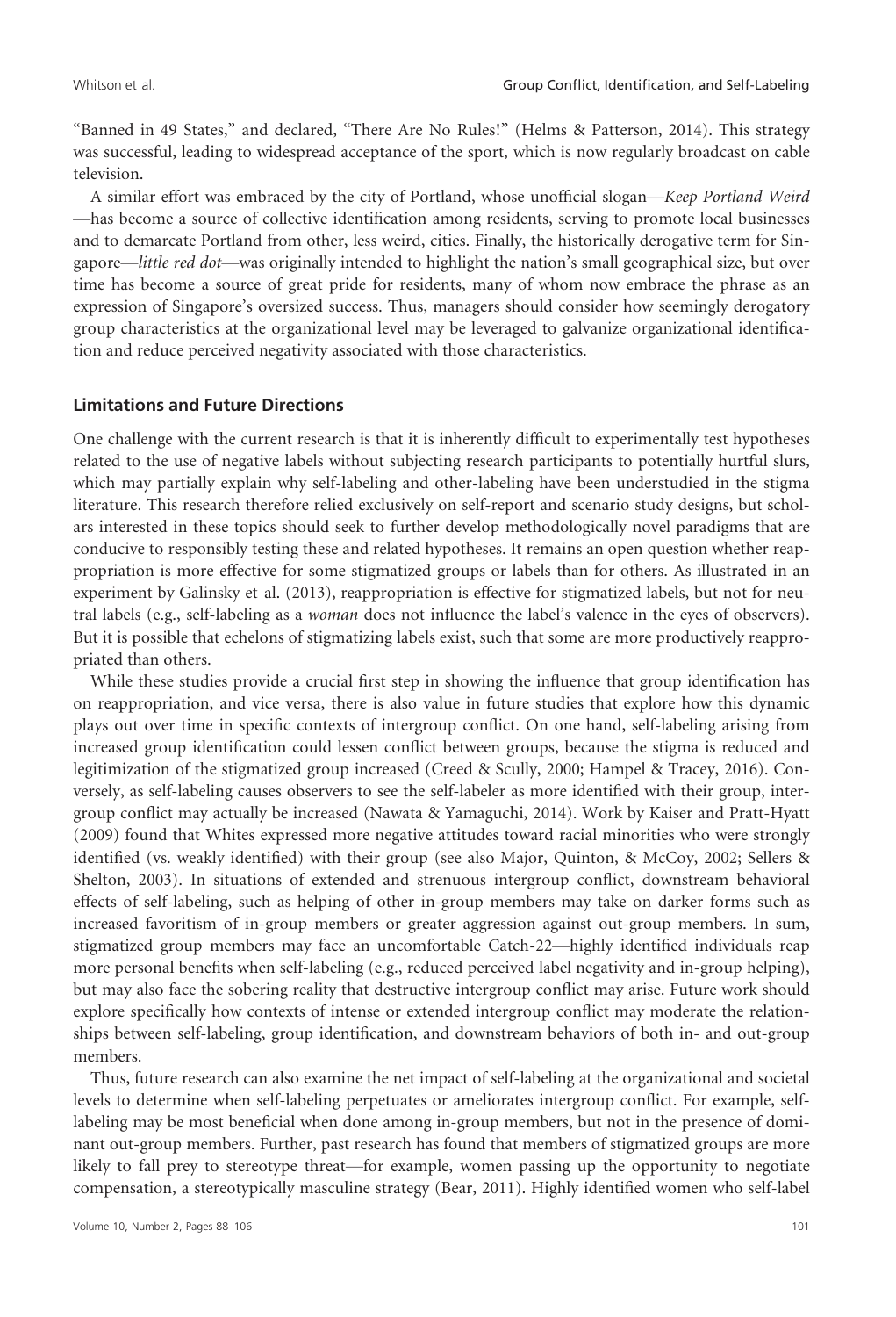"Banned in 49 States," and declared, "There Are No Rules!" (Helms & Patterson, 2014). This strategy was successful, leading to widespread acceptance of the sport, which is now regularly broadcast on cable television.

A similar effort was embraced by the city of Portland, whose unofficial slogan—*Keep Portland Weird*—has become a source of collective identification among residents, serving to promote local businesses and to demarcate Portland from other, less weird, cities. Finally, the historically derogative term for Singapore—*little red dot*—was originally intended to highlight the nation's small geographical size, but over time has become a source of great pride for residents, many of whom now embrace the phrase as an expression of Singapore's oversized success. Thus, managers should consider how seemingly derogatory group characteristics at the organizational level may be leveraged to galvanize organizational identification and reduce perceived negativity associated with those characteristics.

### Limitations and Future Directions

One challenge with the current research is that it is inherently difficult to experimentally test hypotheses related to the use of negative labels without subjecting research participants to potentially hurtful slurs, which may partially explain why self-labeling and other-labeling have been understudied in the stigma literature. This research therefore relied exclusively on self-report and scenario study designs, but scholars interested in these topics should seek to further develop methodologically novel paradigms that are conducive to responsibly testing these and related hypotheses. It remains an open question whether reappropriation is more effective for some stigmatized groups or labels than for others. As illustrated in an experiment by Galinsky et al. (2013), reappropriation is effective for stigmatized labels, but not for neutral labels (e.g., self-labeling as a *woman* does not influence the label's valence in the eyes of observers). But it is possible that echelons of stigmatizing labels exist, such that some are more productively reappropriated than others.

While these studies provide a crucial first step in showing the influence that group identification has on reappropriation, and vice versa, there is also value in future studies that explore how this dynamic plays out over time in specific contexts of intergroup conflict. On one hand, self-labeling arising from increased group identification could lessen conflict between groups, because the stigma is reduced and legitimization of the stigmatized group increased (Creed & Scully, 2000; Hampel & Tracey, 2016). Conversely, as self-labeling causes observers to see the self-labeler as more identified with their group, intergroup conflict may actually be increased (Nawata & Yamaguchi, 2014). Work by Kaiser and Pratt-Hyatt (2009) found that Whites expressed more negative attitudes toward racial minorities who were strongly identified (vs. weakly identified) with their group (see also Major, Quinton, & McCoy, 2002; Sellers & Shelton, 2003). In situations of extended and strenuous intergroup conflict, downstream behavioral effects of self-labeling, such as helping of other in-group members may take on darker forms such as increased favoritism of in-group members or greater aggression against out-group members. In sum, stigmatized group members may face an uncomfortable Catch-22—highly identified individuals reap more personal benefits when self-labeling (e.g., reduced perceived label negativity and in-group helping), but may also face the sobering reality that destructive intergroup conflict may arise. Future work should explore specifically how contexts of intense or extended intergroup conflict may moderate the relationships between self-labeling, group identification, and downstream behaviors of both in- and out-group members.

Thus, future research can also examine the net impact of self-labeling at the organizational and societal levels to determine when self-labeling perpetuates or ameliorates intergroup conflict. For example, self-labeling may be most beneficial when done among in-group members, but not in the presence of dominant out-group members. Further, past research has found that members of stigmatized groups are more likely to fall prey to stereotype threat—for example, women passing up the opportunity to negotiate compensation, a stereotypically masculine strategy (Bear, 2011). Highly identified women who self-label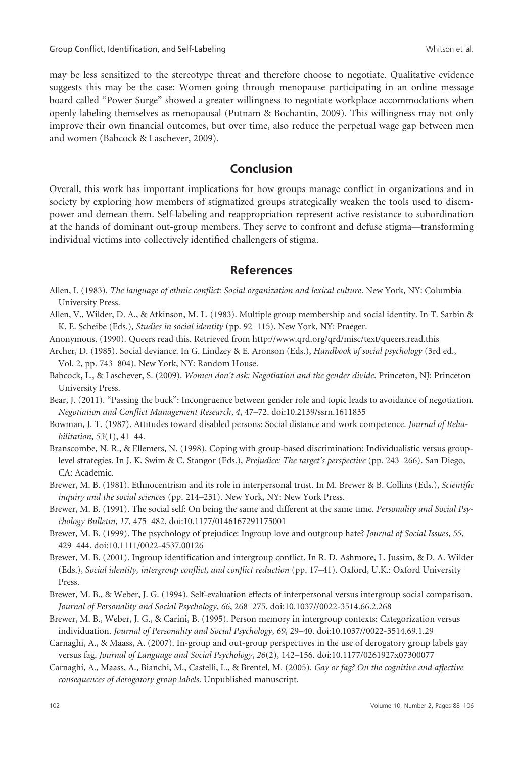may be less sensitized to the stereotype threat and therefore choose to negotiate. Qualitative evidence suggests this may be the case: Women going through menopause participating in an online message board called "Power Surge" showed a greater willingness to negotiate workplace accommodations when openly labeling themselves as menopausal (Putnam & Bochantin, 2009). This willingness may not only improve their own financial outcomes, but over time, also reduce the perpetual wage gap between men and women (Babcock & Laschever, 2009).

## Conclusion

Overall, this work has important implications for how groups manage conflict in organizations and in society by exploring how members of stigmatized groups strategically weaken the tools used to disempower and demean them. Self-labeling and reappropriation represent active resistance to subordination at the hands of dominant out-group members. They serve to confront and defuse stigma—transforming individual victims into collectively identified challengers of stigma.

## References

Allen, I. (1983). *The language of ethnic conflict: Social organization and lexical culture*. New York, NY: Columbia University Press.

Allen, V., Wilder, D. A., & Atkinson, M. L. (1983). Multiple group membership and social identity. In T. Sarbin & K. E. Scheibe (Eds.), *Studies in social identity* (pp. 92–115). New York, NY: Praeger.

Anonymous. (1990). Queers read this. Retrieved from http://www.qrd.org/qrd/misc/text/queers.read.this

Archer, D. (1985). Social deviance. In G. Lindzey & E. Aronson (Eds.), *Handbook of social psychology* (3rd ed., Vol. 2, pp. 743–804). New York, NY: Random House.

Babcock, L., & Laschever, S. (2009). *Women don't ask: Negotiation and the gender divide*. Princeton, NJ: Princeton University Press.

Bear, J. (2011). "Passing the buck": Incongruence between gender role and topic leads to avoidance of negotiation. *Negotiation and Conflict Management Research*, *4*, 47–72. doi:10.2139/ssrn.1611835

Bowman, J. T. (1987). Attitudes toward disabled persons: Social distance and work competence. *Journal of Rehabilitation*, *53*(1), 41–44.

Branscombe, N. R., & Ellemers, N. (1998). Coping with group-based discrimination: Individualistic versus group-level strategies. In J. K. Swim & C. Stangor (Eds.), *Prejudice: The target's perspective* (pp. 243–266). San Diego, CA: Academic.

Brewer, M. B. (1981). Ethnocentrism and its role in interpersonal trust. In M. Brewer & B. Collins (Eds.), *Scientific inquiry and the social sciences* (pp. 214–231). New York, NY: New York Press.

Brewer, M. B. (1991). The social self: On being the same and different at the same time. *Personality and Social Psychology Bulletin*, *17*, 475–482. doi:10.1177/0146167291175001

Brewer, M. B. (1999). The psychology of prejudice: Ingroup love and outgroup hate? *Journal of Social Issues*, *55*, 429–444. doi:10.1111/0022-4537.00126

Brewer, M. B. (2001). Ingroup identification and intergroup conflict. In R. D. Ashmore, L. Jussim, & D. A. Wilder (Eds.), *Social identity, intergroup conflict, and conflict reduction* (pp. 17–41). Oxford, U.K.: Oxford University Press.

Brewer, M. B., & Weber, J. G. (1994). Self-evaluation effects of interpersonal versus intergroup social comparison. *Journal of Personality and Social Psychology*, *66*, 268–275. doi:10.1037//0022-3514.66.2.268

Brewer, M. B., Weber, J. G., & Carini, B. (1995). Person memory in intergroup contexts: Categorization versus individuation. *Journal of Personality and Social Psychology*, *69*, 29–40. doi:10.1037//0022-3514.69.1.29

Carnaghi, A., & Maass, A. (2007). In-group and out-group perspectives in the use of derogatory group labels gay versus fag. *Journal of Language and Social Psychology*, *26*(2), 142–156. doi:10.1177/0261927x07300077

Carnaghi, A., Maass, A., Bianchi, M., Castelli, L., & Brentel, M. (2005). *Gay or fag? On the cognitive and affective consequences of derogatory group labels*. Unpublished manuscript.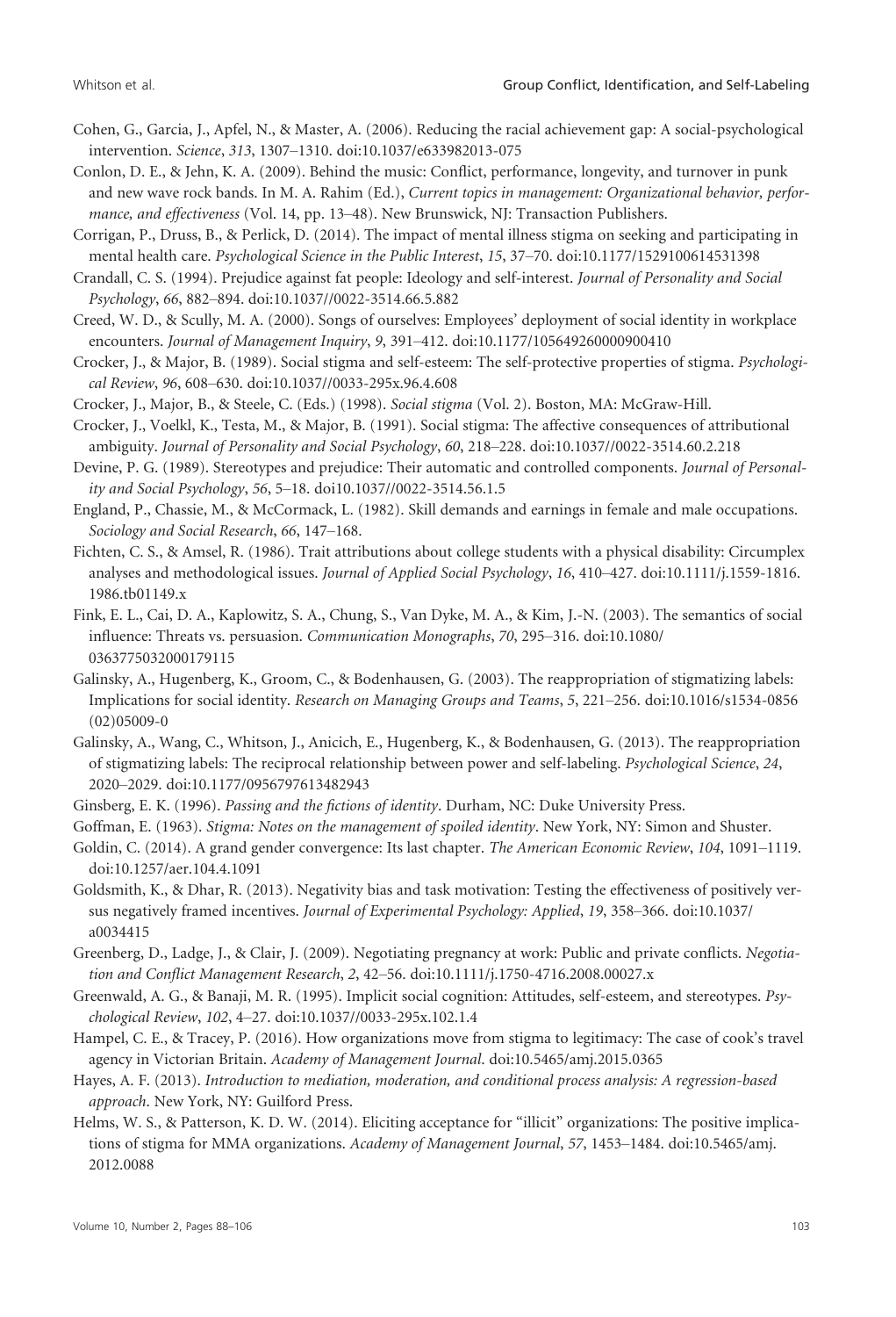Cohen, G., Garcia, J., Apfel, N., & Master, A. (2006). Reducing the racial achievement gap: A social-psychological intervention. *Science*, *313*, 1307–1310. doi:10.1037/e633982013-075

Conlon, D. E., & Jehn, K. A. (2009). Behind the music: Conflict, performance, longevity, and turnover in punk and new wave rock bands. In M. A. Rahim (Ed.), *Current topics in management: Organizational behavior, performance, and effectiveness* (Vol. 14, pp. 13–48). New Brunswick, NJ: Transaction Publishers.

Corrigan, P., Druss, B., & Perlick, D. (2014). The impact of mental illness stigma on seeking and participating in mental health care. *Psychological Science in the Public Interest*, *15*, 37–70. doi:10.1177/1529100614531398

Crandall, C. S. (1994). Prejudice against fat people: Ideology and self-interest. *Journal of Personality and Social Psychology*, *66*, 882–894. doi:10.1037//0022-3514.66.5.882

Creed, W. D., & Scully, M. A. (2000). Songs of ourselves: Employees' deployment of social identity in workplace encounters. *Journal of Management Inquiry*, *9*, 391–412. doi:10.1177/105649260000900410

Crocker, J., & Major, B. (1989). Social stigma and self-esteem: The self-protective properties of stigma. *Psychological Review*, *96*, 608–630. doi:10.1037//0033-295x.96.4.608

Crocker, J., Major, B., & Steele, C. (Eds.) (1998). *Social stigma* (Vol. 2). Boston, MA: McGraw-Hill.

Crocker, J., Voelkl, K., Testa, M., & Major, B. (1991). Social stigma: The affective consequences of attributional ambiguity. *Journal of Personality and Social Psychology*, *60*, 218–228. doi:10.1037//0022-3514.60.2.218

Devine, P. G. (1989). Stereotypes and prejudice: Their automatic and controlled components. *Journal of Personality and Social Psychology*, *56*, 5–18. doi10.1037//0022-3514.56.1.5

England, P., Chassie, M., & McCormack, L. (1982). Skill demands and earnings in female and male occupations. *Sociology and Social Research*, *66*, 147–168.

Fichten, C. S., & Amsel, R. (1986). Trait attributions about college students with a physical disability: Circumplex analyses and methodological issues. *Journal of Applied Social Psychology*, *16*, 410–427. doi:10.1111/j.1559-1816.1986.tb01149.x

Fink, E. L., Cai, D. A., Kaplowitz, S. A., Chung, S., Van Dyke, M. A., & Kim, J.-N. (2003). The semantics of social influence: Threats vs. persuasion. *Communication Monographs*, *70*, 295–316. doi:10.1080/0363775032000179115

Galinsky, A., Hugenberg, K., Groom, C., & Bodenhausen, G. (2003). The reappropriation of stigmatizing labels: Implications for social identity. *Research on Managing Groups and Teams*, *5*, 221–256. doi:10.1016/s1534-0856(02)05009-0

Galinsky, A., Wang, C., Whitson, J., Anicich, E., Hugenberg, K., & Bodenhausen, G. (2013). The reappropriation of stigmatizing labels: The reciprocal relationship between power and self-labeling. *Psychological Science*, *24*, 2020–2029. doi:10.1177/0956797613482943

Ginsberg, E. K. (1996). *Passing and the fictions of identity*. Durham, NC: Duke University Press.

Goffman, E. (1963). *Stigma: Notes on the management of spoiled identity*. New York, NY: Simon and Shuster.

Goldin, C. (2014). A grand gender convergence: Its last chapter. *The American Economic Review*, *104*, 1091–1119. doi:10.1257/aer.104.4.1091

Goldsmith, K., & Dhar, R. (2013). Negativity bias and task motivation: Testing the effectiveness of positively versus negatively framed incentives. *Journal of Experimental Psychology: Applied*, *19*, 358–366. doi:10.1037/a0034415

Greenberg, D., Ladge, J., & Clair, J. (2009). Negotiating pregnancy at work: Public and private conflicts. *Negotiation and Conflict Management Research*, *2*, 42–56. doi:10.1111/j.1750-4716.2008.00027.x

Greenwald, A. G., & Banaji, M. R. (1995). Implicit social cognition: Attitudes, self-esteem, and stereotypes. *Psychological Review*, *102*, 4–27. doi:10.1037//0033-295x.102.1.4

Hampel, C. E., & Tracey, P. (2016). How organizations move from stigma to legitimacy: The case of cook's travel agency in Victorian Britain. *Academy of Management Journal*. doi:10.5465/amj.2015.0365

Hayes, A. F. (2013). *Introduction to mediation, moderation, and conditional process analysis: A regression-based approach*. New York, NY: Guilford Press.

Helms, W. S., & Patterson, K. D. W. (2014). Eliciting acceptance for "illicit" organizations: The positive implications of stigma for MMA organizations. *Academy of Management Journal*, *57*, 1453–1484. doi:10.5465/amj.2012.0088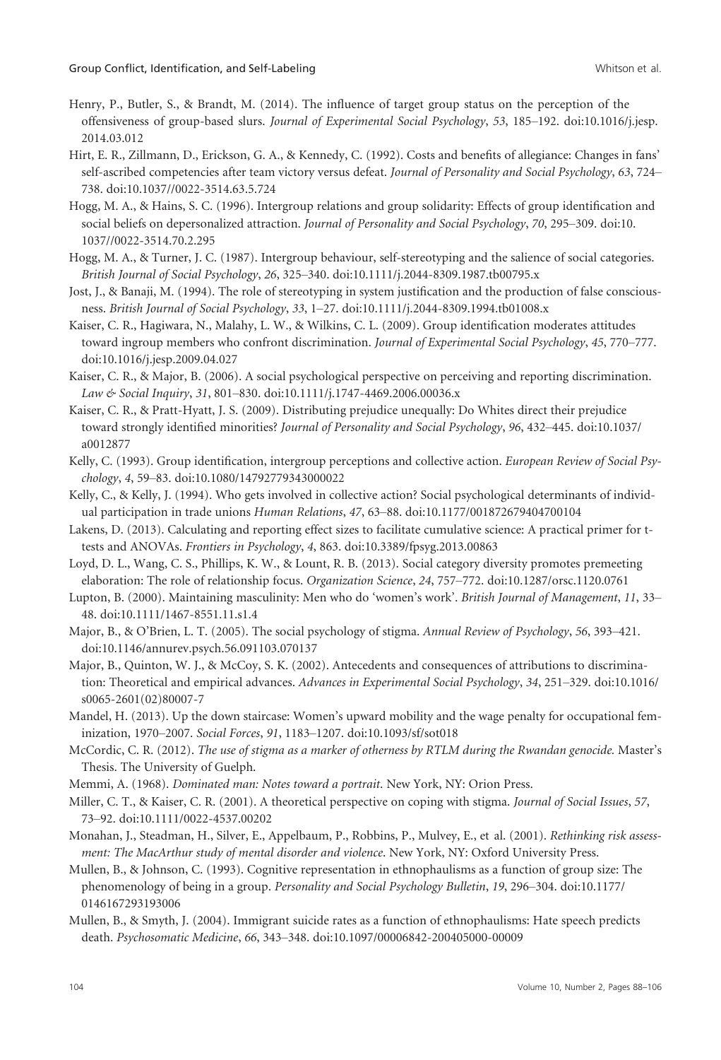Henry, P., Butler, S., & Brandt, M. (2014). The influence of target group status on the perception of the offensiveness of group-based slurs. *Journal of Experimental Social Psychology*, *53*, 185–192. doi:10.1016/j.jesp.2014.03.012

Hirt, E. R., Zillmann, D., Erickson, G. A., & Kennedy, C. (1992). Costs and benefits of allegiance: Changes in fans' self-ascribed competencies after team victory versus defeat. *Journal of Personality and Social Psychology*, *63*, 724–738. doi:10.1037//0022-3514.63.5.724

Hogg, M. A., & Hains, S. C. (1996). Intergroup relations and group solidarity: Effects of group identification and social beliefs on depersonalized attraction. *Journal of Personality and Social Psychology*, *70*, 295–309. doi:10.1037//0022-3514.70.2.295

Hogg, M. A., & Turner, J. C. (1987). Intergroup behaviour, self-stereotyping and the salience of social categories. *British Journal of Social Psychology*, *26*, 325–340. doi:10.1111/j.2044-8309.1987.tb00795.x

Jost, J., & Banaji, M. (1994). The role of stereotyping in system justification and the production of false consciousness. *British Journal of Social Psychology*, *33*, 1–27. doi:10.1111/j.2044-8309.1994.tb01008.x

Kaiser, C. R., Hagiwara, N., Malahy, L. W., & Wilkins, C. L. (2009). Group identification moderates attitudes toward ingroup members who confront discrimination. *Journal of Experimental Social Psychology*, *45*, 770–777. doi:10.1016/j.jesp.2009.04.027

Kaiser, C. R., & Major, B. (2006). A social psychological perspective on perceiving and reporting discrimination. *Law & Social Inquiry*, *31*, 801–830. doi:10.1111/j.1747-4469.2006.00036.x

Kaiser, C. R., & Pratt-Hyatt, J. S. (2009). Distributing prejudice unequally: Do Whites direct their prejudice toward strongly identified minorities? *Journal of Personality and Social Psychology*, *96*, 432–445. doi:10.1037/a0012877

Kelly, C. (1993). Group identification, intergroup perceptions and collective action. *European Review of Social Psychology*, *4*, 59–83. doi:10.1080/14792779343000022

Kelly, C., & Kelly, J. (1994). Who gets involved in collective action? Social psychological determinants of individual participation in trade unions *Human Relations*, *47*, 63–88. doi:10.1177/001872679404700104

Lakens, D. (2013). Calculating and reporting effect sizes to facilitate cumulative science: A practical primer for t-tests and ANOVAs. *Frontiers in Psychology*, *4*, 863. doi:10.3389/fpsyg.2013.00863

Loyd, D. L., Wang, C. S., Phillips, K. W., & Lount, R. B. (2013). Social category diversity promotes premeeting elaboration: The role of relationship focus. *Organization Science*, *24*, 757–772. doi:10.1287/orsc.1120.0761

Lupton, B. (2000). Maintaining masculinity: Men who do 'women's work'. *British Journal of Management*, *11*, 33–48. doi:10.1111/1467-8551.11.s1.4

Major, B., & O'Brien, L. T. (2005). The social psychology of stigma. *Annual Review of Psychology*, *56*, 393–421. doi:10.1146/annurev.psych.56.091103.070137

Major, B., Quinton, W. J., & McCoy, S. K. (2002). Antecedents and consequences of attributions to discrimination: Theoretical and empirical advances. *Advances in Experimental Social Psychology*, *34*, 251–329. doi:10.1016/s0065-2601(02)80007-7

Mandel, H. (2013). Up the down staircase: Women's upward mobility and the wage penalty for occupational feminization, 1970–2007. *Social Forces*, *91*, 1183–1207. doi:10.1093/sf/sot018

McCordic, C. R. (2012). *The use of stigma as a marker of otherness by RTLM during the Rwandan genocide*. Master's Thesis. The University of Guelph.

Memmi, A. (1968). *Dominated man: Notes toward a portrait*. New York, NY: Orion Press.

Miller, C. T., & Kaiser, C. R. (2001). A theoretical perspective on coping with stigma. *Journal of Social Issues*, *57*, 73–92. doi:10.1111/0022-4537.00202

Monahan, J., Steadman, H., Silver, E., Appelbaum, P., Robbins, P., Mulvey, E., et al. (2001). *Rethinking risk assessment: The MacArthur study of mental disorder and violence*. New York, NY: Oxford University Press.

Mullen, B., & Johnson, C. (1993). Cognitive representation in ethnophaulisms as a function of group size: The phenomenology of being in a group. *Personality and Social Psychology Bulletin*, *19*, 296–304. doi:10.1177/0146167293193006

Mullen, B., & Smyth, J. (2004). Immigrant suicide rates as a function of ethnophaulisms: Hate speech predicts death. *Psychosomatic Medicine*, *66*, 343–348. doi:10.1097/00006842-200405000-00009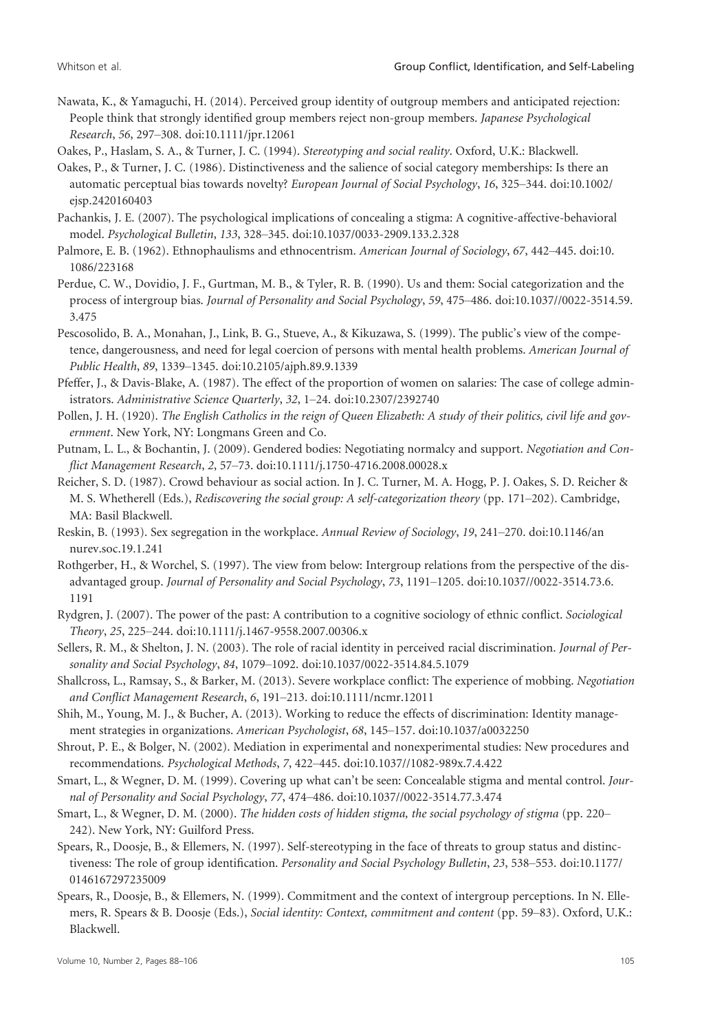Nawata, K., & Yamaguchi, H. (2014). Perceived group identity of outgroup members and anticipated rejection: People think that strongly identified group members reject non-group members. *Japanese Psychological Research*, *56*, 297–308. doi:10.1111/jpr.12061

Oakes, P., Haslam, S. A., & Turner, J. C. (1994). *Stereotyping and social reality*. Oxford, U.K.: Blackwell.

Oakes, P., & Turner, J. C. (1986). Distinctiveness and the salience of social category memberships: Is there an automatic perceptual bias towards novelty? *European Journal of Social Psychology*, *16*, 325–344. doi:10.1002/ejsp.2420160403

Pachankis, J. E. (2007). The psychological implications of concealing a stigma: A cognitive-affective-behavioral model. *Psychological Bulletin*, *133*, 328–345. doi:10.1037/0033-2909.133.2.328

Palmore, E. B. (1962). Ethnophaulisms and ethnocentrism. *American Journal of Sociology*, *67*, 442–445. doi:10.1086/223168

Perdue, C. W., Dovidio, J. F., Gurtman, M. B., & Tyler, R. B. (1990). Us and them: Social categorization and the process of intergroup bias. *Journal of Personality and Social Psychology*, *59*, 475–486. doi:10.1037//0022-3514.59.3.475

Pescosolido, B. A., Monahan, J., Link, B. G., Stueve, A., & Kikuzawa, S. (1999). The public's view of the competence, dangerousness, and need for legal coercion of persons with mental health problems. *American Journal of Public Health*, *89*, 1339–1345. doi:10.2105/ajph.89.9.1339

Pfeffer, J., & Davis-Blake, A. (1987). The effect of the proportion of women on salaries: The case of college administrators. *Administrative Science Quarterly*, *32*, 1–24. doi:10.2307/2392740

Pollen, J. H. (1920). *The English Catholics in the reign of Queen Elizabeth: A study of their politics, civil life and government*. New York, NY: Longmans Green and Co.

Putnam, L. L., & Bochantin, J. (2009). Gendered bodies: Negotiating normalcy and support. *Negotiation and Conflict Management Research*, *2*, 57–73. doi:10.1111/j.1750-4716.2008.00028.x

Reicher, S. D. (1987). Crowd behaviour as social action. In J. C. Turner, M. A. Hogg, P. J. Oakes, S. D. Reicher & M. S. Whetherell (Eds.), *Rediscovering the social group: A self-categorization theory* (pp. 171–202). Cambridge, MA: Basil Blackwell.

Reskin, B. (1993). Sex segregation in the workplace. *Annual Review of Sociology*, *19*, 241–270. doi:10.1146/annurev.soc.19.1.241

Rothgerber, H., & Worchel, S. (1997). The view from below: Intergroup relations from the perspective of the disadvantaged group. *Journal of Personality and Social Psychology*, *73*, 1191–1205. doi:10.1037//0022-3514.73.6.1191

Rydgren, J. (2007). The power of the past: A contribution to a cognitive sociology of ethnic conflict. *Sociological Theory*, *25*, 225–244. doi:10.1111/j.1467-9558.2007.00306.x

Sellers, R. M., & Shelton, J. N. (2003). The role of racial identity in perceived racial discrimination. *Journal of Personality and Social Psychology*, *84*, 1079–1092. doi:10.1037/0022-3514.84.5.1079

Shallcross, L., Ramsay, S., & Barker, M. (2013). Severe workplace conflict: The experience of mobbing. *Negotiation and Conflict Management Research*, *6*, 191–213. doi:10.1111/ncmr.12011

Shih, M., Young, M. J., & Bucher, A. (2013). Working to reduce the effects of discrimination: Identity management strategies in organizations. *American Psychologist*, *68*, 145–157. doi:10.1037/a0032250

Shrout, P. E., & Bolger, N. (2002). Mediation in experimental and nonexperimental studies: New procedures and recommendations. *Psychological Methods*, *7*, 422–445. doi:10.1037//1082-989x.7.4.422

Smart, L., & Wegner, D. M. (1999). Covering up what can't be seen: Concealable stigma and mental control. *Journal of Personality and Social Psychology*, *77*, 474–486. doi:10.1037//0022-3514.77.3.474

Smart, L., & Wegner, D. M. (2000). *The hidden costs of hidden stigma, the social psychology of stigma* (pp. 220–242). New York, NY: Guilford Press.

Spears, R., Doosje, B., & Ellemers, N. (1997). Self-stereotyping in the face of threats to group status and distinctiveness: The role of group identification. *Personality and Social Psychology Bulletin*, *23*, 538–553. doi:10.1177/0146167297235009

Spears, R., Doosje, B., & Ellemers, N. (1999). Commitment and the context of intergroup perceptions. In N. Ellemers, R. Spears & B. Doosje (Eds.), *Social identity: Context, commitment and content* (pp. 59–83). Oxford, U.K.: Blackwell.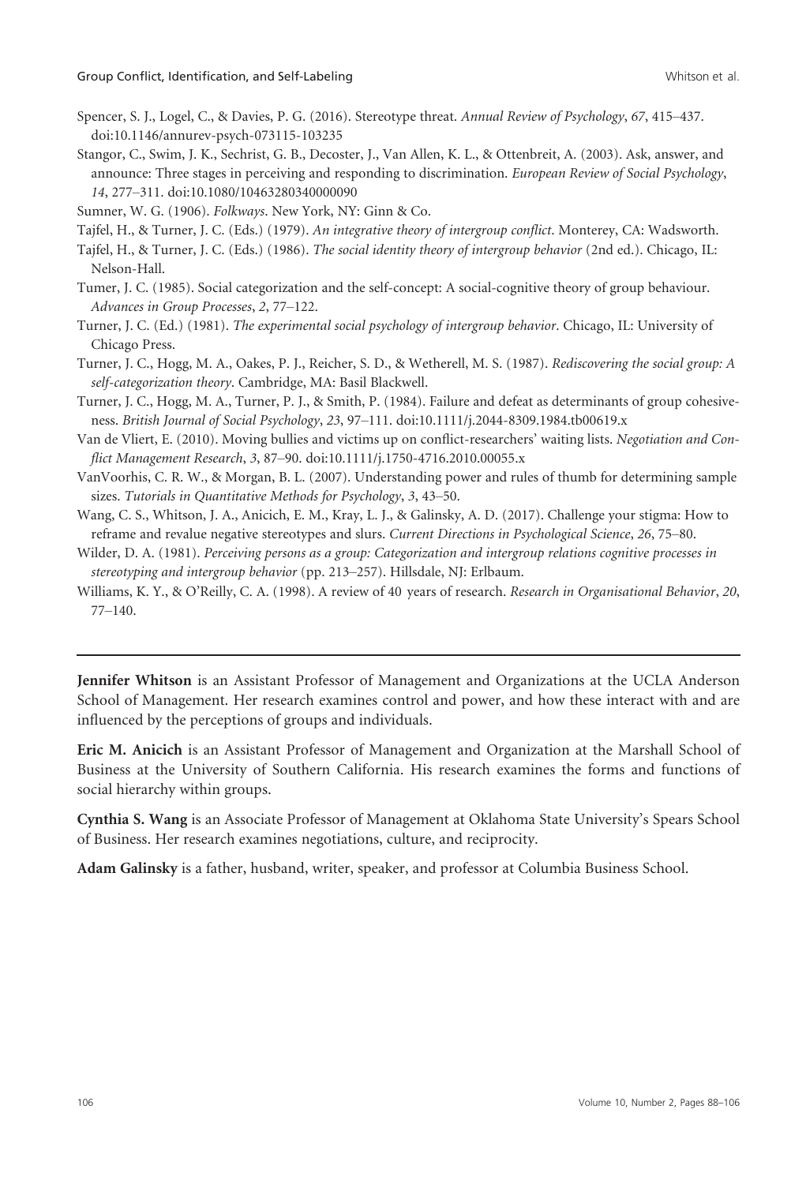Spencer, S. J., Logel, C., & Davies, P. G. (2016). Stereotype threat. *Annual Review of Psychology*, *67*, 415–437. doi:10.1146/annurev-psych-073115-103235

Stangor, C., Swim, J. K., Sechrist, G. B., Decoster, J., Van Allen, K. L., & Ottenbreit, A. (2003). Ask, answer, and announce: Three stages in perceiving and responding to discrimination. *European Review of Social Psychology*, *14*, 277–311. doi:10.1080/10463280340000090

Sumner, W. G. (1906). *Folkways*. New York, NY: Ginn & Co.

Tajfel, H., & Turner, J. C. (Eds.) (1979). *An integrative theory of intergroup conflict*. Monterey, CA: Wadsworth.

Tajfel, H., & Turner, J. C. (Eds.) (1986). *The social identity theory of intergroup behavior* (2nd ed.). Chicago, IL: Nelson-Hall.

Tumer, J. C. (1985). Social categorization and the self-concept: A social-cognitive theory of group behaviour. *Advances in Group Processes*, *2*, 77–122.

Turner, J. C. (Ed.) (1981). *The experimental social psychology of intergroup behavior*. Chicago, IL: University of Chicago Press.

Turner, J. C., Hogg, M. A., Oakes, P. J., Reicher, S. D., & Wetherell, M. S. (1987). *Rediscovering the social group: A self-categorization theory*. Cambridge, MA: Basil Blackwell.

Turner, J. C., Hogg, M. A., Turner, P. J., & Smith, P. (1984). Failure and defeat as determinants of group cohesiveness. *British Journal of Social Psychology*, *23*, 97–111. doi:10.1111/j.2044-8309.1984.tb00619.x

Van de Vliert, E. (2010). Moving bullies and victims up on conflict-researchers' waiting lists. *Negotiation and Conflict Management Research*, *3*, 87–90. doi:10.1111/j.1750-4716.2010.00055.x

VanVoorhis, C. R. W., & Morgan, B. L. (2007). Understanding power and rules of thumb for determining sample sizes. *Tutorials in Quantitative Methods for Psychology*, *3*, 43–50.

Wang, C. S., Whitson, J. A., Anicich, E. M., Kray, L. J., & Galinsky, A. D. (2017). Challenge your stigma: How to reframe and revalue negative stereotypes and slurs. *Current Directions in Psychological Science*, *26*, 75–80.

Wilder, D. A. (1981). *Perceiving persons as a group: Categorization and intergroup relations cognitive processes in stereotyping and intergroup behavior* (pp. 213–257). Hillsdale, NJ: Erlbaum.

Williams, K. Y., & O'Reilly, C. A. (1998). A review of 40 years of research. *Research in Organisational Behavior*, *20*, 77–140.

---

**Jennifer Whitson** is an Assistant Professor of Management and Organizations at the UCLA Anderson School of Management. Her research examines control and power, and how these interact with and are influenced by the perceptions of groups and individuals.

**Eric M. Anicich** is an Assistant Professor of Management and Organization at the Marshall School of Business at the University of Southern California. His research examines the forms and functions of social hierarchy within groups.

**Cynthia S. Wang** is an Associate Professor of Management at Oklahoma State University's Spears School of Business. Her research examines negotiations, culture, and reciprocity.

**Adam Galinsky** is a father, husband, writer, speaker, and professor at Columbia Business School.